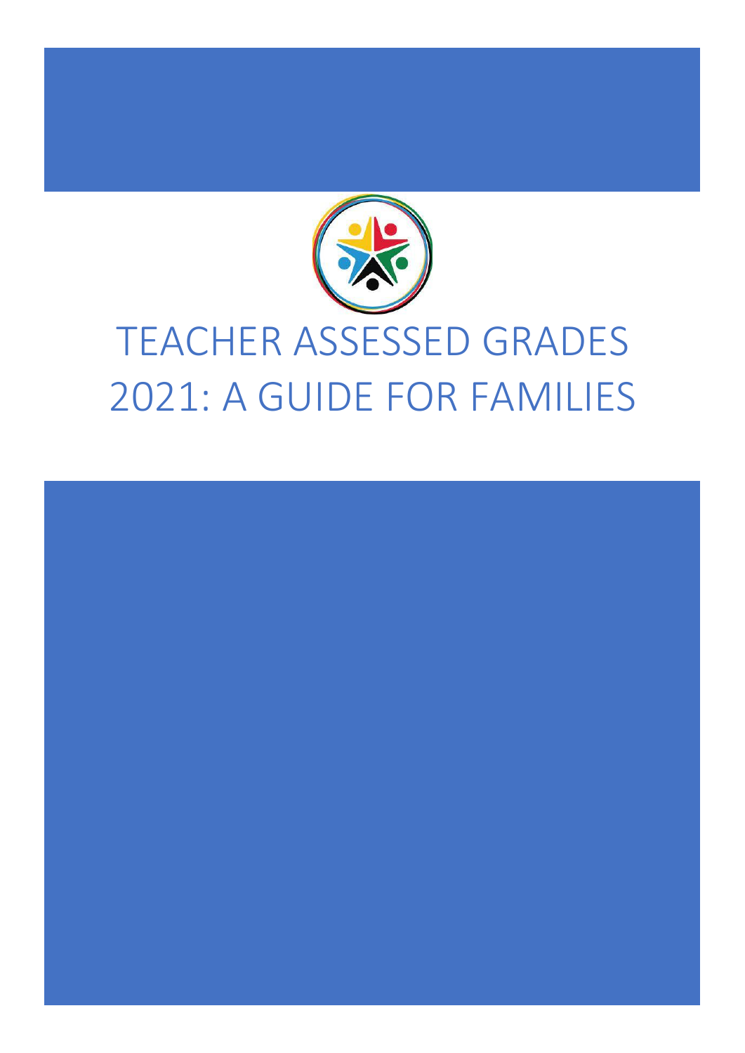# TEACHER ASSESSED GRADES 2021: A GUIDE FOR FAMILIES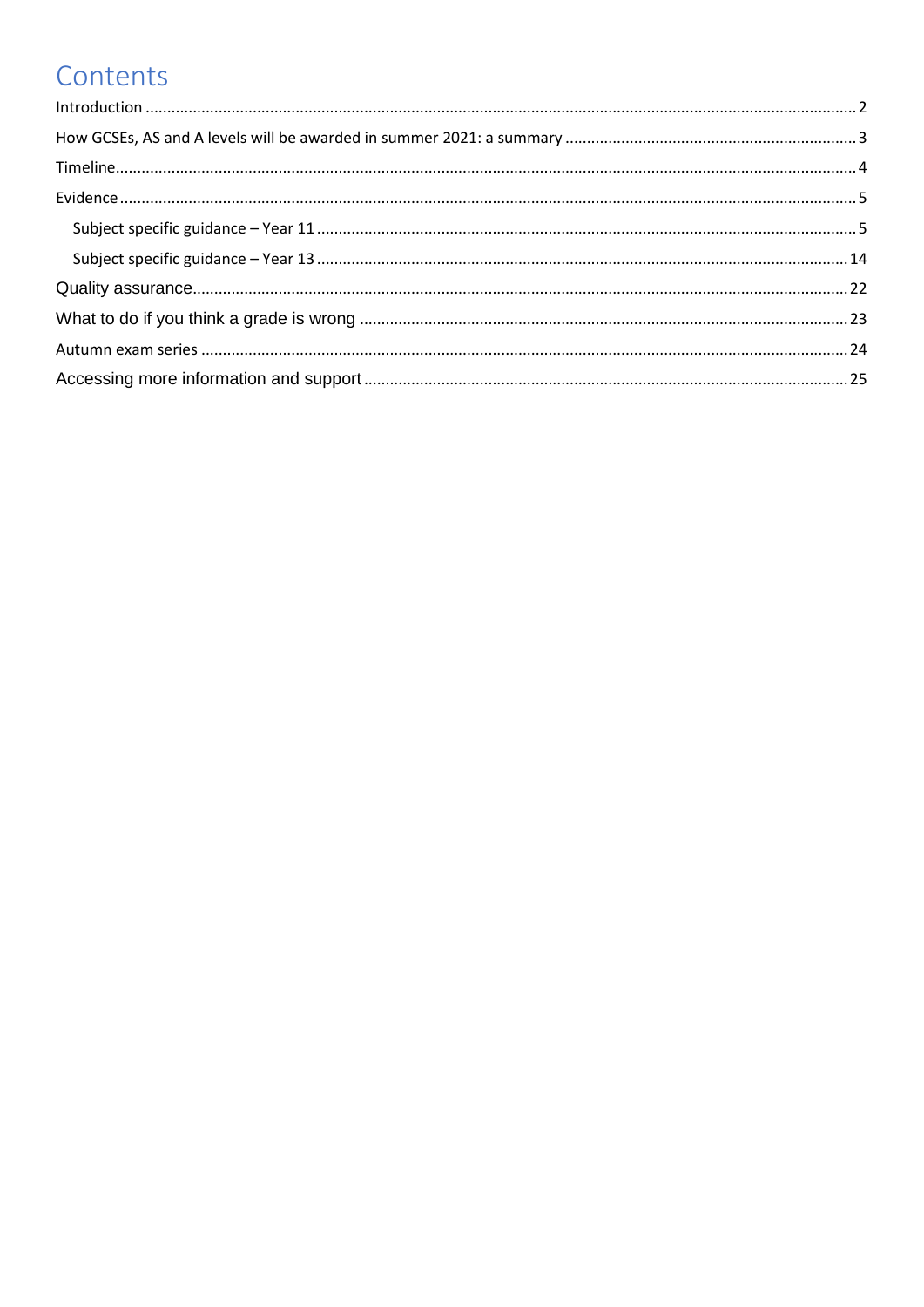# Contents

Introduction ........................................................................ 2

How GCSEs, AS and A levels will be awarded in summer 2021: a summary ........................................................................ 3

Timeline ........................................................................ 4

Evidence ........................................................................ 5

- Subject specific guidance – Year 11 ........................................................................ 5
- Subject specific guidance – Year 13 ........................................................................ 14

Quality assurance ........................................................................ 22

What to do if you think a grade is wrong ........................................................................ 23

Autumn exam series ........................................................................ 24

Accessing more information and support ........................................................................ 25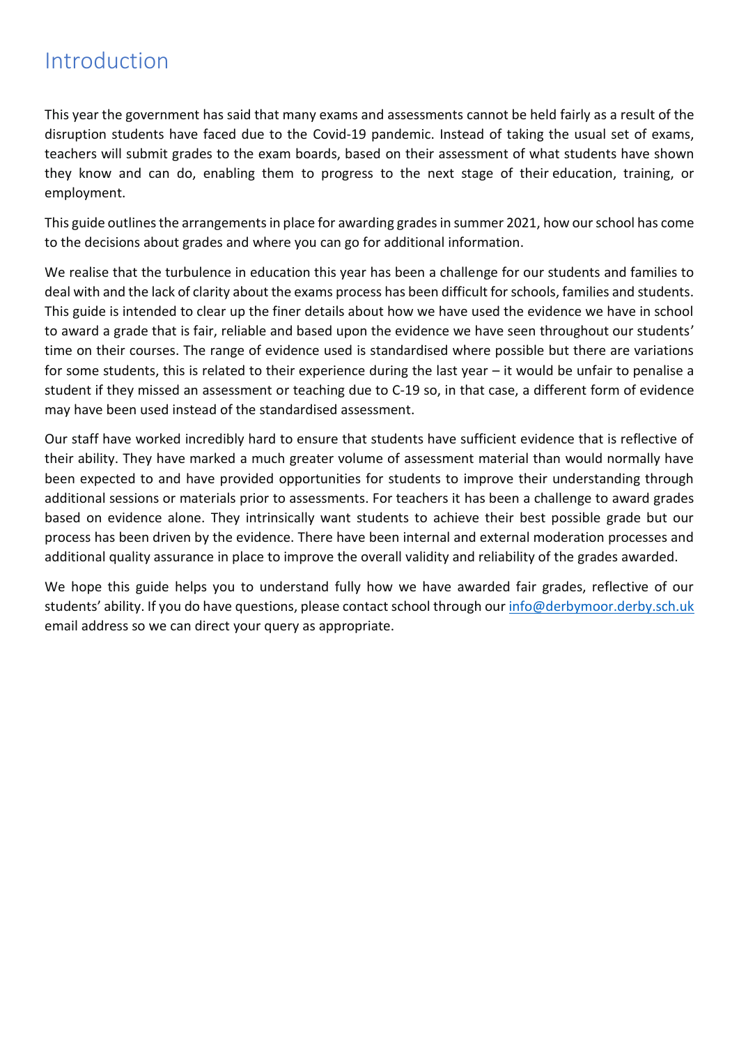# Introduction

This year the government has said that many exams and assessments cannot be held fairly as a result of the disruption students have faced due to the Covid-19 pandemic. Instead of taking the usual set of exams, teachers will submit grades to the exam boards, based on their assessment of what students have shown they know and can do, enabling them to progress to the next stage of their education, training, or employment.

This guide outlines the arrangements in place for awarding grades in summer 2021, how our school has come to the decisions about grades and where you can go for additional information.

We realise that the turbulence in education this year has been a challenge for our students and families to deal with and the lack of clarity about the exams process has been difficult for schools, families and students. This guide is intended to clear up the finer details about how we have used the evidence we have in school to award a grade that is fair, reliable and based upon the evidence we have seen throughout our students' time on their courses. The range of evidence used is standardised where possible but there are variations for some students, this is related to their experience during the last year – it would be unfair to penalise a student if they missed an assessment or teaching due to C-19 so, in that case, a different form of evidence may have been used instead of the standardised assessment.

Our staff have worked incredibly hard to ensure that students have sufficient evidence that is reflective of their ability. They have marked a much greater volume of assessment material than would normally have been expected to and have provided opportunities for students to improve their understanding through additional sessions or materials prior to assessments. For teachers it has been a challenge to award grades based on evidence alone. They intrinsically want students to achieve their best possible grade but our process has been driven by the evidence. There have been internal and external moderation processes and additional quality assurance in place to improve the overall validity and reliability of the grades awarded.

We hope this guide helps you to understand fully how we have awarded fair grades, reflective of our students' ability. If you do have questions, please contact school through our info@derbymoor.derby.sch.uk email address so we can direct your query as appropriate.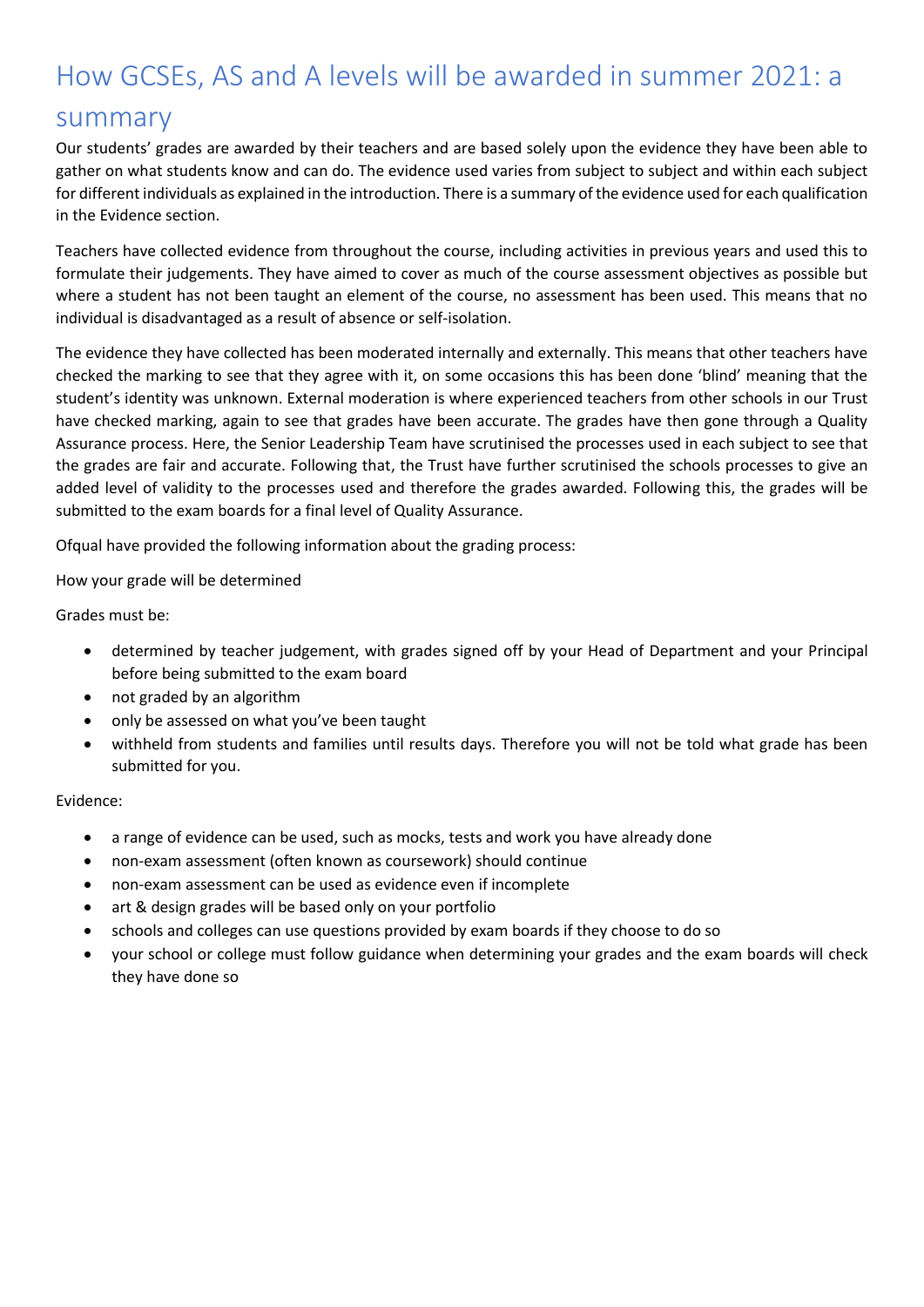# How GCSEs, AS and A levels will be awarded in summer 2021: a summary

Our students' grades are awarded by their teachers and are based solely upon the evidence they have been able to gather on what students know and can do. The evidence used varies from subject to subject and within each subject for different individuals as explained in the introduction. There is a summary of the evidence used for each qualification in the Evidence section.

Teachers have collected evidence from throughout the course, including activities in previous years and used this to formulate their judgements. They have aimed to cover as much of the course assessment objectives as possible but where a student has not been taught an element of the course, no assessment has been used. This means that no individual is disadvantaged as a result of absence or self-isolation.

The evidence they have collected has been moderated internally and externally. This means that other teachers have checked the marking to see that they agree with it, on some occasions this has been done 'blind' meaning that the student's identity was unknown. External moderation is where experienced teachers from other schools in our Trust have checked marking, again to see that grades have been accurate. The grades have then gone through a Quality Assurance process. Here, the Senior Leadership Team have scrutinised the processes used in each subject to see that the grades are fair and accurate. Following that, the Trust have further scrutinised the schools processes to give an added level of validity to the processes used and therefore the grades awarded. Following this, the grades will be submitted to the exam boards for a final level of Quality Assurance.

Ofqual have provided the following information about the grading process:

How your grade will be determined

Grades must be:

- determined by teacher judgement, with grades signed off by your Head of Department and your Principal before being submitted to the exam board
- not graded by an algorithm
- only be assessed on what you've been taught
- withheld from students and families until results days. Therefore you will not be told what grade has been submitted for you.

Evidence:

- a range of evidence can be used, such as mocks, tests and work you have already done
- non-exam assessment (often known as coursework) should continue
- non-exam assessment can be used as evidence even if incomplete
- art & design grades will be based only on your portfolio
- schools and colleges can use questions provided by exam boards if they choose to do so
- your school or college must follow guidance when determining your grades and the exam boards will check they have done so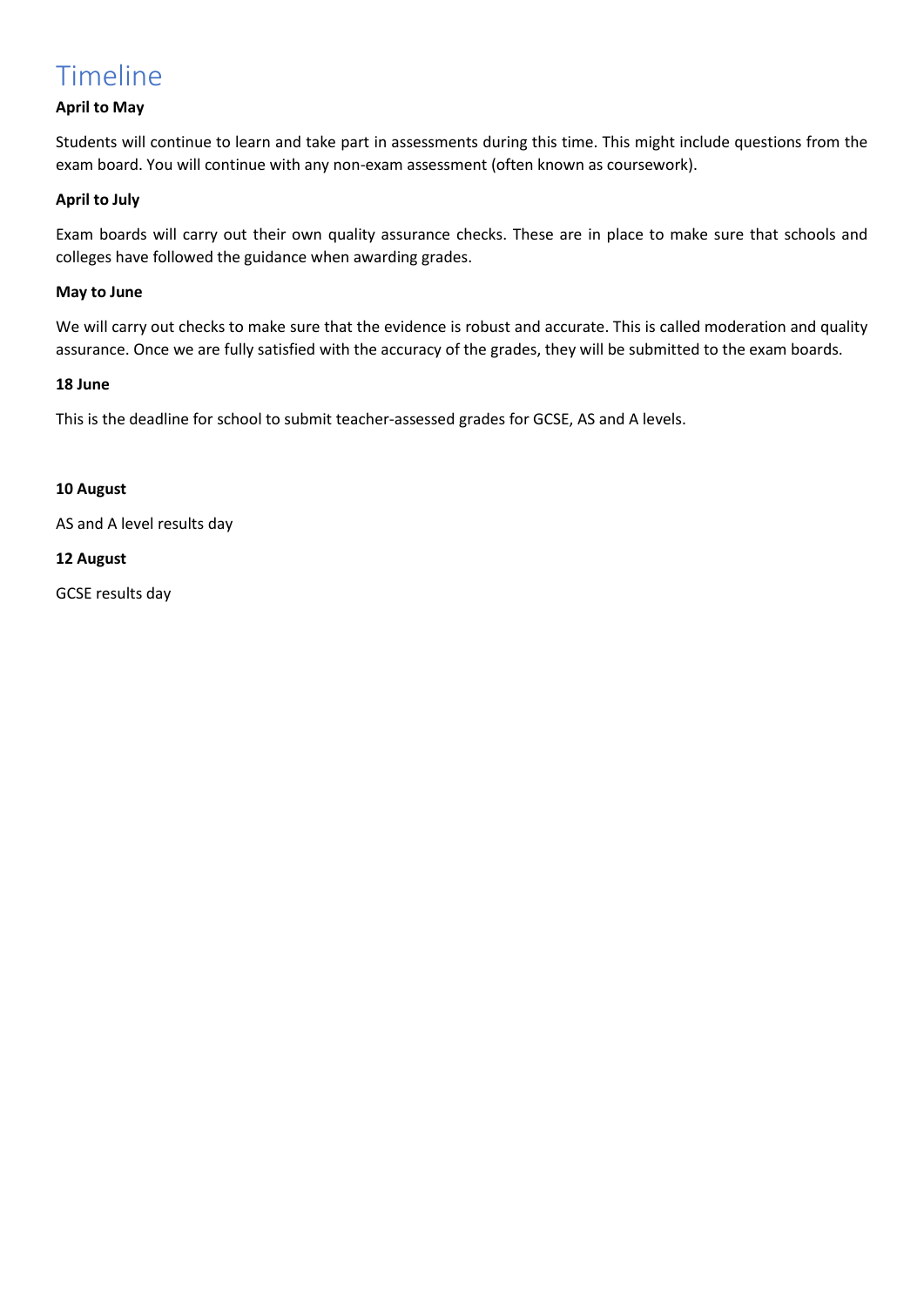# Timeline

**April to May**

Students will continue to learn and take part in assessments during this time. This might include questions from the exam board. You will continue with any non-exam assessment (often known as coursework).

**April to July**

Exam boards will carry out their own quality assurance checks. These are in place to make sure that schools and colleges have followed the guidance when awarding grades.

**May to June**

We will carry out checks to make sure that the evidence is robust and accurate. This is called moderation and quality assurance. Once we are fully satisfied with the accuracy of the grades, they will be submitted to the exam boards.

**18 June**

This is the deadline for school to submit teacher-assessed grades for GCSE, AS and A levels.

**10 August**

AS and A level results day

**12 August**

GCSE results day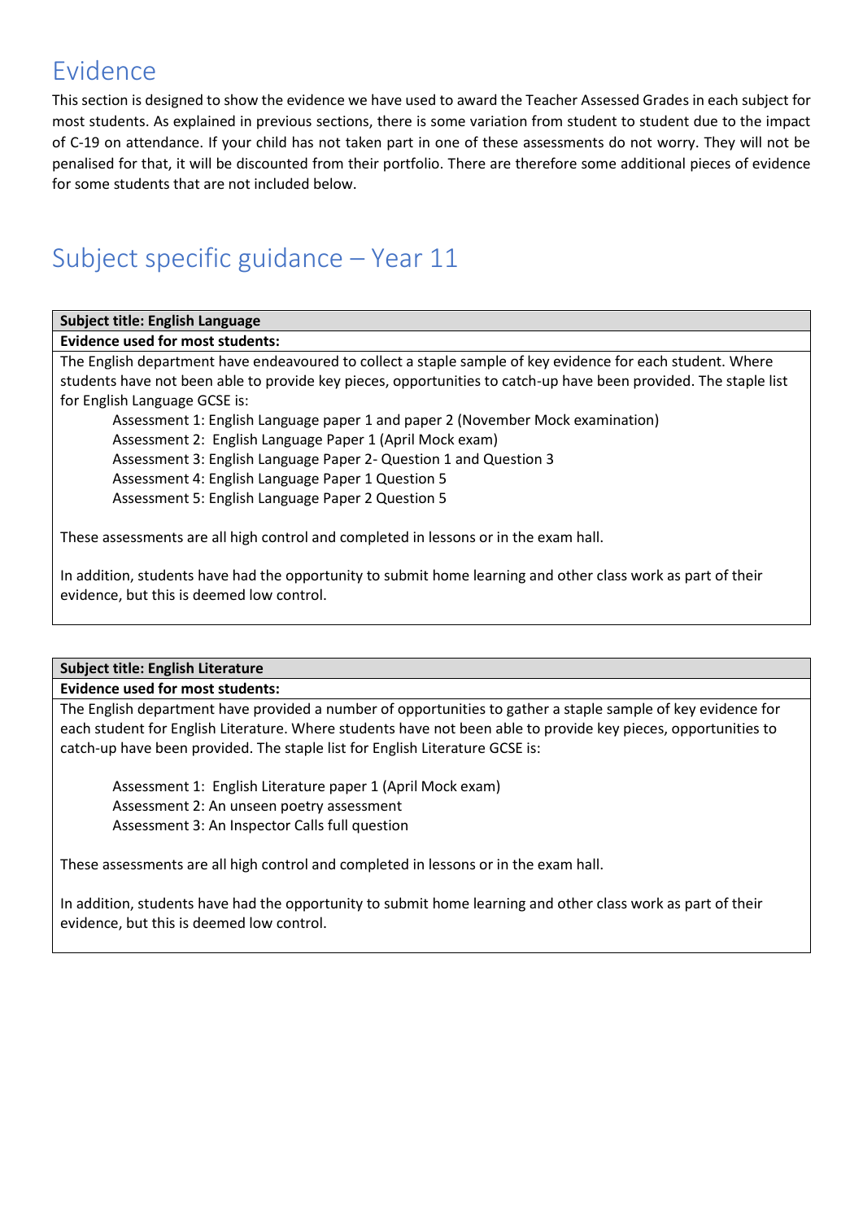# Evidence

This section is designed to show the evidence we have used to award the Teacher Assessed Grades in each subject for most students. As explained in previous sections, there is some variation from student to student due to the impact of C-19 on attendance. If your child has not taken part in one of these assessments do not worry. They will not be penalised for that, it will be discounted from their portfolio. There are therefore some additional pieces of evidence for some students that are not included below.

# Subject specific guidance – Year 11

| **Subject title: English Language** |
|---|
| **Evidence used for most students:** |
| The English department have endeavoured to collect a staple sample of key evidence for each student. Where students have not been able to provide key pieces, opportunities to catch-up have been provided. The staple list for English Language GCSE is:<br>Assessment 1: English Language paper 1 and paper 2 (November Mock examination)<br>Assessment 2: English Language Paper 1 (April Mock exam)<br>Assessment 3: English Language Paper 2- Question 1 and Question 3<br>Assessment 4: English Language Paper 1 Question 5<br>Assessment 5: English Language Paper 2 Question 5<br><br>These assessments are all high control and completed in lessons or in the exam hall.<br><br>In addition, students have had the opportunity to submit home learning and other class work as part of their evidence, but this is deemed low control. |

| **Subject title: English Literature** |
|---|
| **Evidence used for most students:** |
| The English department have provided a number of opportunities to gather a staple sample of key evidence for each student for English Literature. Where students have not been able to provide key pieces, opportunities to catch-up have been provided. The staple list for English Literature GCSE is:<br><br>Assessment 1: English Literature paper 1 (April Mock exam)<br>Assessment 2: An unseen poetry assessment<br>Assessment 3: An Inspector Calls full question<br><br>These assessments are all high control and completed in lessons or in the exam hall.<br><br>In addition, students have had the opportunity to submit home learning and other class work as part of their evidence, but this is deemed low control. |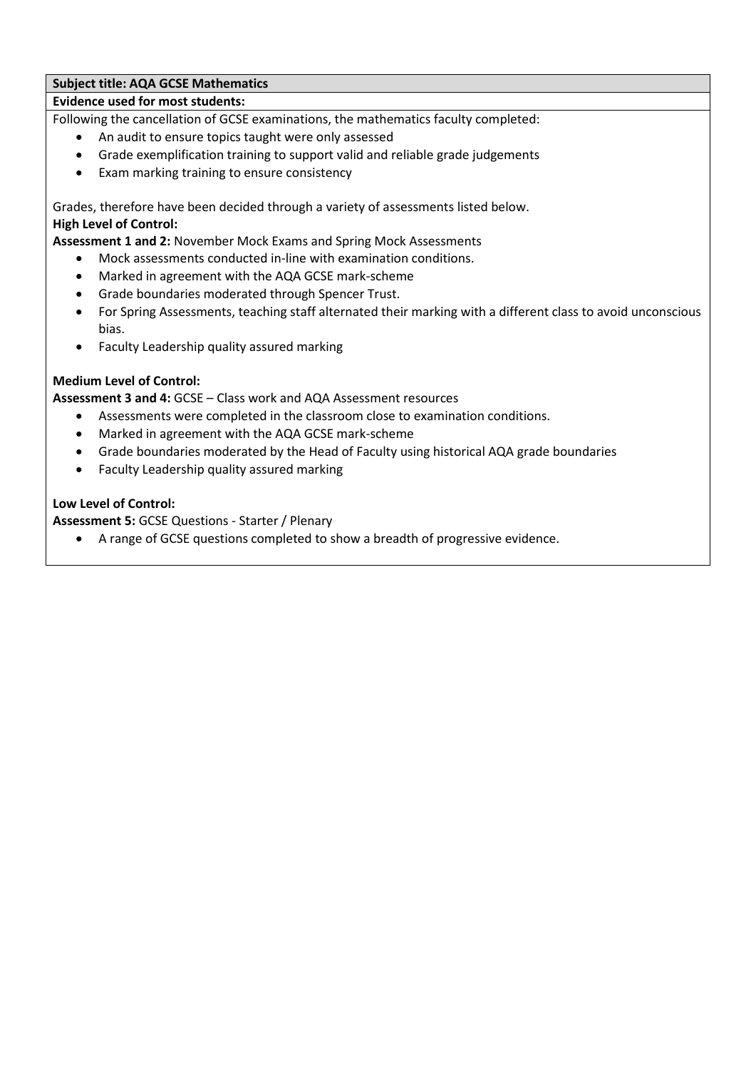**Subject title: AQA GCSE Mathematics**

**Evidence used for most students:**

Following the cancellation of GCSE examinations, the mathematics faculty completed:

- An audit to ensure topics taught were only assessed
- Grade exemplification training to support valid and reliable grade judgements
- Exam marking training to ensure consistency

Grades, therefore have been decided through a variety of assessments listed below.

**High Level of Control:**

**Assessment 1 and 2:** November Mock Exams and Spring Mock Assessments

- Mock assessments conducted in-line with examination conditions.
- Marked in agreement with the AQA GCSE mark-scheme
- Grade boundaries moderated through Spencer Trust.
- For Spring Assessments, teaching staff alternated their marking with a different class to avoid unconscious bias.
- Faculty Leadership quality assured marking

**Medium Level of Control:**

**Assessment 3 and 4:** GCSE – Class work and AQA Assessment resources

- Assessments were completed in the classroom close to examination conditions.
- Marked in agreement with the AQA GCSE mark-scheme
- Grade boundaries moderated by the Head of Faculty using historical AQA grade boundaries
- Faculty Leadership quality assured marking

**Low Level of Control:**

**Assessment 5:** GCSE Questions - Starter / Plenary

- A range of GCSE questions completed to show a breadth of progressive evidence.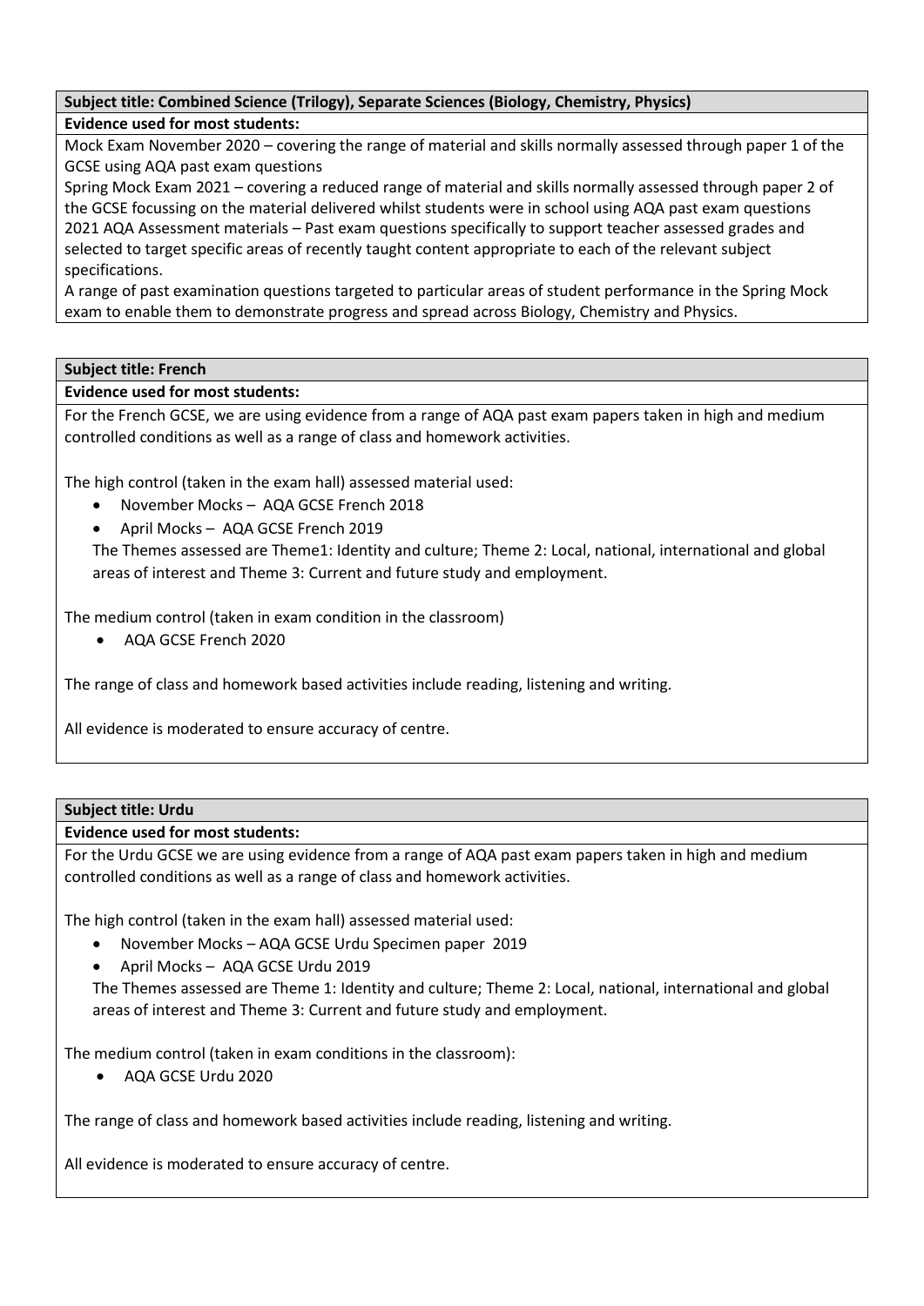**Subject title: Combined Science (Trilogy), Separate Sciences (Biology, Chemistry, Physics)**

**Evidence used for most students:**

Mock Exam November 2020 – covering the range of material and skills normally assessed through paper 1 of the GCSE using AQA past exam questions

Spring Mock Exam 2021 – covering a reduced range of material and skills normally assessed through paper 2 of the GCSE focussing on the material delivered whilst students were in school using AQA past exam questions

2021 AQA Assessment materials – Past exam questions specifically to support teacher assessed grades and selected to target specific areas of recently taught content appropriate to each of the relevant subject specifications.

A range of past examination questions targeted to particular areas of student performance in the Spring Mock exam to enable them to demonstrate progress and spread across Biology, Chemistry and Physics.

**Subject title: French**

**Evidence used for most students:**

For the French GCSE, we are using evidence from a range of AQA past exam papers taken in high and medium controlled conditions as well as a range of class and homework activities.

The high control (taken in the exam hall) assessed material used:

- November Mocks – AQA GCSE French 2018
- April Mocks – AQA GCSE French 2019

The Themes assessed are Theme1: Identity and culture; Theme 2: Local, national, international and global areas of interest and Theme 3: Current and future study and employment.

The medium control (taken in exam condition in the classroom)

- AQA GCSE French 2020

The range of class and homework based activities include reading, listening and writing.

All evidence is moderated to ensure accuracy of centre.

**Subject title: Urdu**

**Evidence used for most students:**

For the Urdu GCSE we are using evidence from a range of AQA past exam papers taken in high and medium controlled conditions as well as a range of class and homework activities.

The high control (taken in the exam hall) assessed material used:

- November Mocks – AQA GCSE Urdu Specimen paper 2019
- April Mocks – AQA GCSE Urdu 2019

The Themes assessed are Theme 1: Identity and culture; Theme 2: Local, national, international and global areas of interest and Theme 3: Current and future study and employment.

The medium control (taken in exam conditions in the classroom):

- AQA GCSE Urdu 2020

The range of class and homework based activities include reading, listening and writing.

All evidence is moderated to ensure accuracy of centre.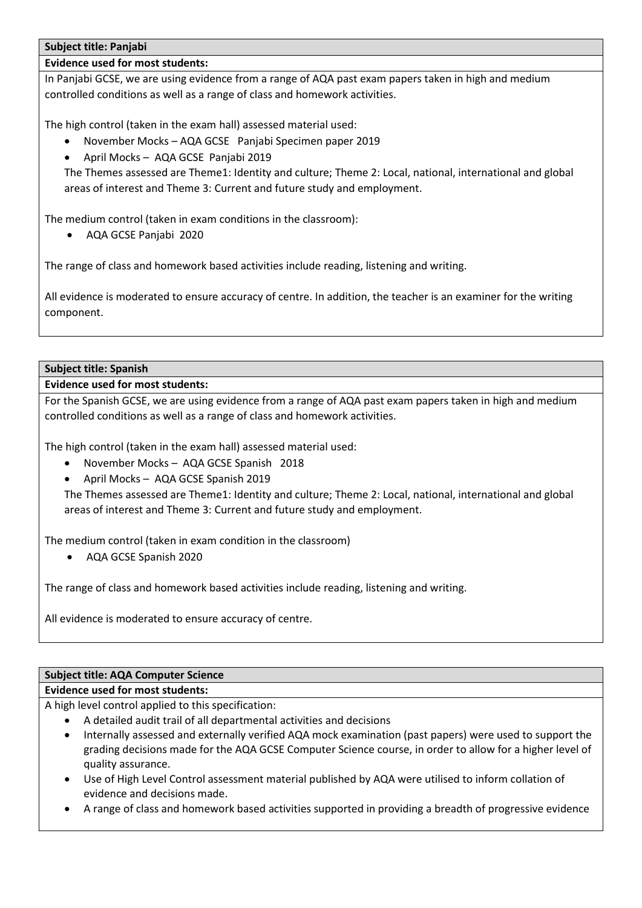**Subject title: Panjabi**

**Evidence used for most students:**

In Panjabi GCSE, we are using evidence from a range of AQA past exam papers taken in high and medium controlled conditions as well as a range of class and homework activities.

The high control (taken in the exam hall) assessed material used:

- November Mocks – AQA GCSE Panjabi Specimen paper 2019
- April Mocks – AQA GCSE Panjabi 2019

The Themes assessed are Theme1: Identity and culture; Theme 2: Local, national, international and global areas of interest and Theme 3: Current and future study and employment.

The medium control (taken in exam conditions in the classroom):

- AQA GCSE Panjabi 2020

The range of class and homework based activities include reading, listening and writing.

All evidence is moderated to ensure accuracy of centre. In addition, the teacher is an examiner for the writing component.

**Subject title: Spanish**

**Evidence used for most students:**

For the Spanish GCSE, we are using evidence from a range of AQA past exam papers taken in high and medium controlled conditions as well as a range of class and homework activities.

The high control (taken in the exam hall) assessed material used:

- November Mocks – AQA GCSE Spanish 2018
- April Mocks – AQA GCSE Spanish 2019

The Themes assessed are Theme1: Identity and culture; Theme 2: Local, national, international and global areas of interest and Theme 3: Current and future study and employment.

The medium control (taken in exam condition in the classroom)

- AQA GCSE Spanish 2020

The range of class and homework based activities include reading, listening and writing.

All evidence is moderated to ensure accuracy of centre.

**Subject title: AQA Computer Science**

**Evidence used for most students:**

A high level control applied to this specification:

- A detailed audit trail of all departmental activities and decisions
- Internally assessed and externally verified AQA mock examination (past papers) were used to support the grading decisions made for the AQA GCSE Computer Science course, in order to allow for a higher level of quality assurance.
- Use of High Level Control assessment material published by AQA were utilised to inform collation of evidence and decisions made.
- A range of class and homework based activities supported in providing a breadth of progressive evidence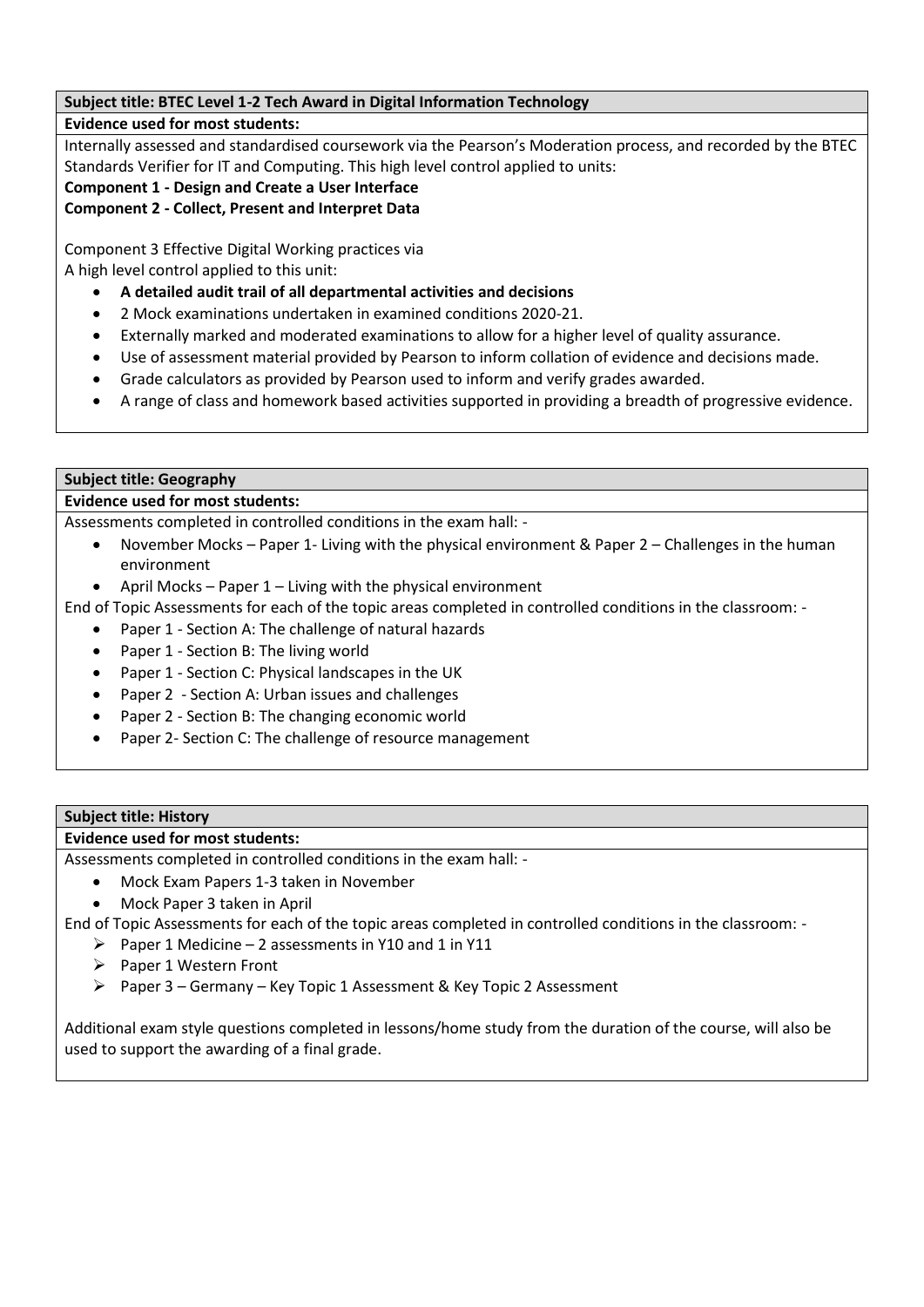**Subject title: BTEC Level 1-2 Tech Award in Digital Information Technology**

**Evidence used for most students:**

Internally assessed and standardised coursework via the Pearson's Moderation process, and recorded by the BTEC Standards Verifier for IT and Computing. This high level control applied to units:

**Component 1 - Design and Create a User Interface**

**Component 2 - Collect, Present and Interpret Data**

Component 3 Effective Digital Working practices via

A high level control applied to this unit:

- **A detailed audit trail of all departmental activities and decisions**
- 2 Mock examinations undertaken in examined conditions 2020-21.
- Externally marked and moderated examinations to allow for a higher level of quality assurance.
- Use of assessment material provided by Pearson to inform collation of evidence and decisions made.
- Grade calculators as provided by Pearson used to inform and verify grades awarded.
- A range of class and homework based activities supported in providing a breadth of progressive evidence.

**Subject title: Geography**

**Evidence used for most students:**

Assessments completed in controlled conditions in the exam hall: -

- November Mocks – Paper 1- Living with the physical environment & Paper 2 – Challenges in the human environment
- April Mocks – Paper 1 – Living with the physical environment

End of Topic Assessments for each of the topic areas completed in controlled conditions in the classroom: -

- Paper 1 - Section A: The challenge of natural hazards
- Paper 1 - Section B: The living world
- Paper 1 - Section C: Physical landscapes in the UK
- Paper 2 - Section A: Urban issues and challenges
- Paper 2 - Section B: The changing economic world
- Paper 2- Section C: The challenge of resource management

**Subject title: History**

**Evidence used for most students:**

Assessments completed in controlled conditions in the exam hall: -

- Mock Exam Papers 1-3 taken in November
- Mock Paper 3 taken in April

End of Topic Assessments for each of the topic areas completed in controlled conditions in the classroom: -

- Paper 1 Medicine – 2 assessments in Y10 and 1 in Y11
- Paper 1 Western Front
- Paper 3 – Germany – Key Topic 1 Assessment & Key Topic 2 Assessment

Additional exam style questions completed in lessons/home study from the duration of the course, will also be used to support the awarding of a final grade.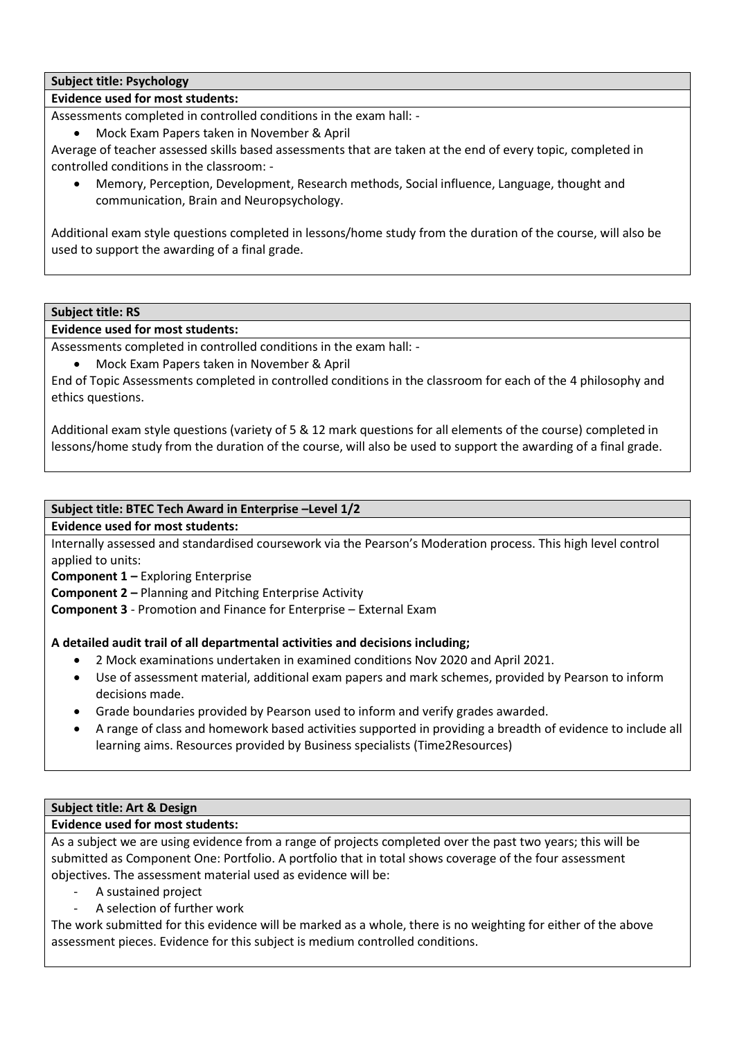**Subject title: Psychology**

**Evidence used for most students:**

Assessments completed in controlled conditions in the exam hall: -

- Mock Exam Papers taken in November & April

Average of teacher assessed skills based assessments that are taken at the end of every topic, completed in controlled conditions in the classroom: -

- Memory, Perception, Development, Research methods, Social influence, Language, thought and communication, Brain and Neuropsychology.

Additional exam style questions completed in lessons/home study from the duration of the course, will also be used to support the awarding of a final grade.

**Subject title: RS**

**Evidence used for most students:**

Assessments completed in controlled conditions in the exam hall: -

- Mock Exam Papers taken in November & April

End of Topic Assessments completed in controlled conditions in the classroom for each of the 4 philosophy and ethics questions.

Additional exam style questions (variety of 5 & 12 mark questions for all elements of the course) completed in lessons/home study from the duration of the course, will also be used to support the awarding of a final grade.

**Subject title: BTEC Tech Award in Enterprise –Level 1/2**

**Evidence used for most students:**

Internally assessed and standardised coursework via the Pearson's Moderation process. This high level control applied to units:

**Component 1 –** Exploring Enterprise

**Component 2 –** Planning and Pitching Enterprise Activity

**Component 3** - Promotion and Finance for Enterprise – External Exam

**A detailed audit trail of all departmental activities and decisions including;**

- 2 Mock examinations undertaken in examined conditions Nov 2020 and April 2021.
- Use of assessment material, additional exam papers and mark schemes, provided by Pearson to inform decisions made.
- Grade boundaries provided by Pearson used to inform and verify grades awarded.
- A range of class and homework based activities supported in providing a breadth of evidence to include all learning aims. Resources provided by Business specialists (Time2Resources)

**Subject title: Art & Design**

**Evidence used for most students:**

As a subject we are using evidence from a range of projects completed over the past two years; this will be submitted as Component One: Portfolio. A portfolio that in total shows coverage of the four assessment objectives. The assessment material used as evidence will be:

- A sustained project
- A selection of further work

The work submitted for this evidence will be marked as a whole, there is no weighting for either of the above assessment pieces. Evidence for this subject is medium controlled conditions.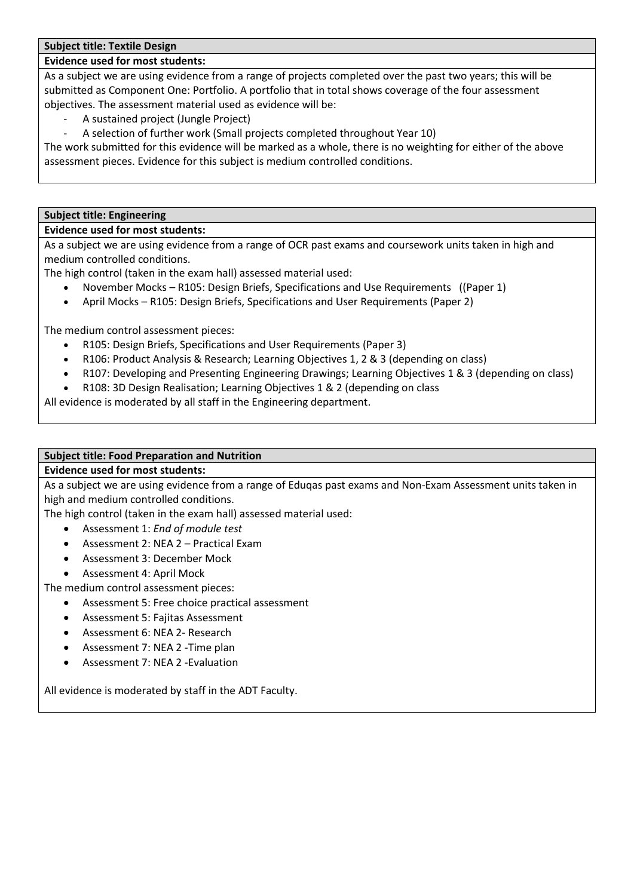**Subject title: Textile Design**

**Evidence used for most students:**

As a subject we are using evidence from a range of projects completed over the past two years; this will be submitted as Component One: Portfolio. A portfolio that in total shows coverage of the four assessment objectives. The assessment material used as evidence will be:

- A sustained project (Jungle Project)
- A selection of further work (Small projects completed throughout Year 10)

The work submitted for this evidence will be marked as a whole, there is no weighting for either of the above assessment pieces. Evidence for this subject is medium controlled conditions.

**Subject title: Engineering**

**Evidence used for most students:**

As a subject we are using evidence from a range of OCR past exams and coursework units taken in high and medium controlled conditions.

The high control (taken in the exam hall) assessed material used:

- November Mocks – R105: Design Briefs, Specifications and Use Requirements ((Paper 1)
- April Mocks – R105: Design Briefs, Specifications and User Requirements (Paper 2)

The medium control assessment pieces:

- R105: Design Briefs, Specifications and User Requirements (Paper 3)
- R106: Product Analysis & Research; Learning Objectives 1, 2 & 3 (depending on class)
- R107: Developing and Presenting Engineering Drawings; Learning Objectives 1 & 3 (depending on class)
- R108: 3D Design Realisation; Learning Objectives 1 & 2 (depending on class

All evidence is moderated by all staff in the Engineering department.

**Subject title: Food Preparation and Nutrition**

**Evidence used for most students:**

As a subject we are using evidence from a range of Eduqas past exams and Non-Exam Assessment units taken in high and medium controlled conditions.

The high control (taken in the exam hall) assessed material used:

- Assessment 1: *End of module test*
- Assessment 2: NEA 2 – Practical Exam
- Assessment 3: December Mock
- Assessment 4: April Mock

The medium control assessment pieces:

- Assessment 5: Free choice practical assessment
- Assessment 5: Fajitas Assessment
- Assessment 6: NEA 2- Research
- Assessment 7: NEA 2 -Time plan
- Assessment 7: NEA 2 -Evaluation

All evidence is moderated by staff in the ADT Faculty.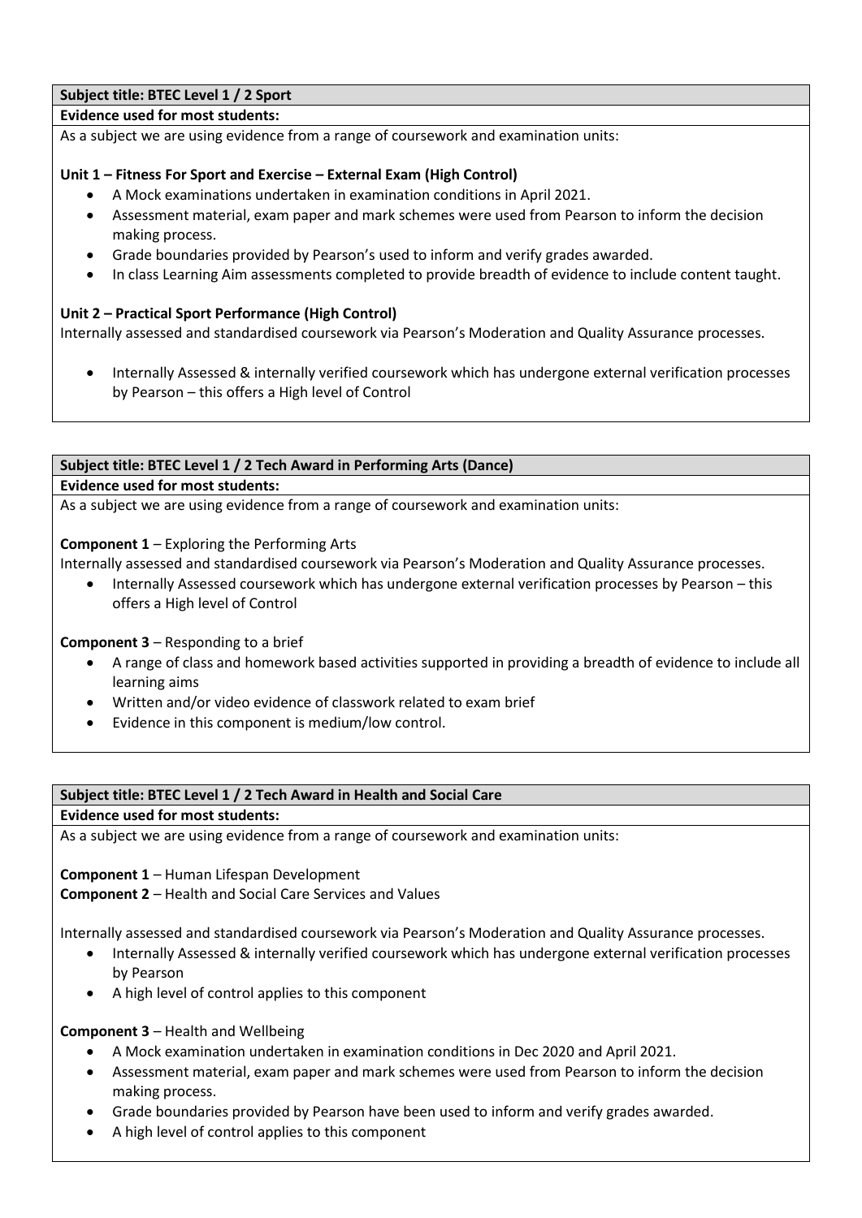**Subject title: BTEC Level 1 / 2 Sport**

**Evidence used for most students:**

As a subject we are using evidence from a range of coursework and examination units:

**Unit 1 – Fitness For Sport and Exercise – External Exam (High Control)**

- A Mock examinations undertaken in examination conditions in April 2021.
- Assessment material, exam paper and mark schemes were used from Pearson to inform the decision making process.
- Grade boundaries provided by Pearson's used to inform and verify grades awarded.
- In class Learning Aim assessments completed to provide breadth of evidence to include content taught.

**Unit 2 – Practical Sport Performance (High Control)**

Internally assessed and standardised coursework via Pearson's Moderation and Quality Assurance processes.

- Internally Assessed & internally verified coursework which has undergone external verification processes by Pearson – this offers a High level of Control

**Subject title: BTEC Level 1 / 2 Tech Award in Performing Arts (Dance)**

**Evidence used for most students:**

As a subject we are using evidence from a range of coursework and examination units:

**Component 1** – Exploring the Performing Arts

Internally assessed and standardised coursework via Pearson's Moderation and Quality Assurance processes.

- Internally Assessed coursework which has undergone external verification processes by Pearson – this offers a High level of Control

**Component 3** – Responding to a brief

- A range of class and homework based activities supported in providing a breadth of evidence to include all learning aims
- Written and/or video evidence of classwork related to exam brief
- Evidence in this component is medium/low control.

**Subject title: BTEC Level 1 / 2 Tech Award in Health and Social Care**

**Evidence used for most students:**

As a subject we are using evidence from a range of coursework and examination units:

**Component 1** – Human Lifespan Development
**Component 2** – Health and Social Care Services and Values

Internally assessed and standardised coursework via Pearson's Moderation and Quality Assurance processes.

- Internally Assessed & internally verified coursework which has undergone external verification processes by Pearson
- A high level of control applies to this component

**Component 3** – Health and Wellbeing

- A Mock examination undertaken in examination conditions in Dec 2020 and April 2021.
- Assessment material, exam paper and mark schemes were used from Pearson to inform the decision making process.
- Grade boundaries provided by Pearson have been used to inform and verify grades awarded.
- A high level of control applies to this component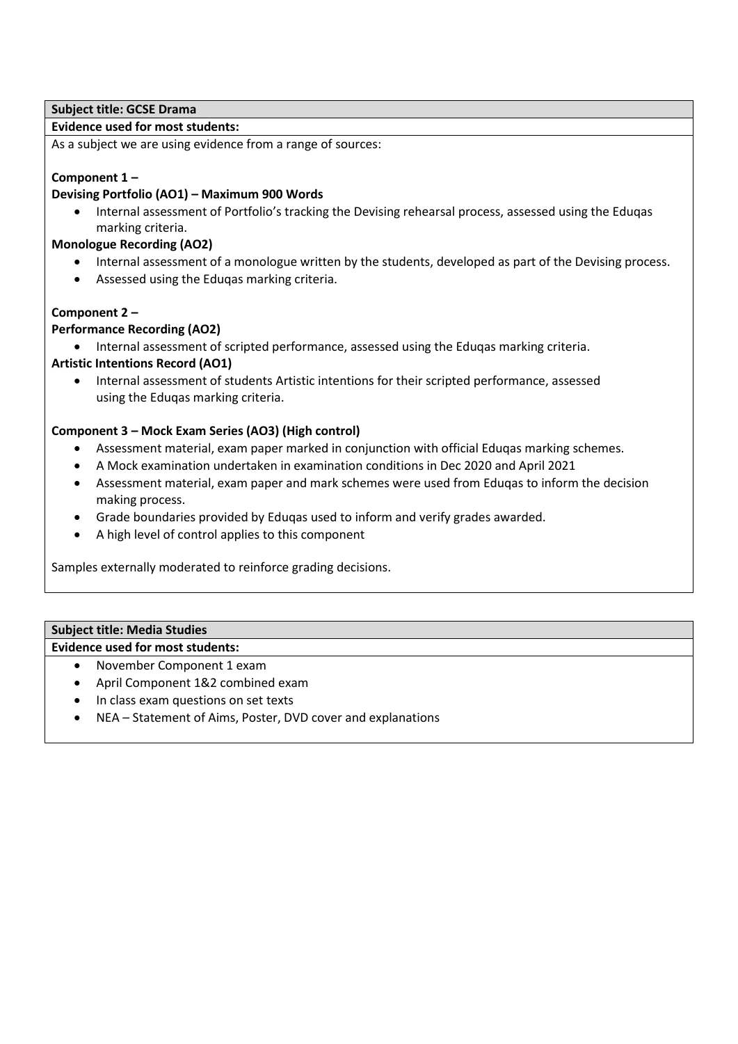**Subject title: GCSE Drama**

**Evidence used for most students:**

As a subject we are using evidence from a range of sources:

**Component 1 –**

**Devising Portfolio (AO1) – Maximum 900 Words**

- Internal assessment of Portfolio's tracking the Devising rehearsal process, assessed using the Eduqas marking criteria.

**Monologue Recording (AO2)**

- Internal assessment of a monologue written by the students, developed as part of the Devising process.
- Assessed using the Eduqas marking criteria.

**Component 2 –**

**Performance Recording (AO2)**

- Internal assessment of scripted performance, assessed using the Eduqas marking criteria.

**Artistic Intentions Record (AO1)**

- Internal assessment of students Artistic intentions for their scripted performance, assessed using the Eduqas marking criteria.

**Component 3 – Mock Exam Series (AO3) (High control)**

- Assessment material, exam paper marked in conjunction with official Eduqas marking schemes.
- A Mock examination undertaken in examination conditions in Dec 2020 and April 2021
- Assessment material, exam paper and mark schemes were used from Eduqas to inform the decision making process.
- Grade boundaries provided by Eduqas used to inform and verify grades awarded.
- A high level of control applies to this component

Samples externally moderated to reinforce grading decisions.

**Subject title: Media Studies**

**Evidence used for most students:**

- November Component 1 exam
- April Component 1&2 combined exam
- In class exam questions on set texts
- NEA – Statement of Aims, Poster, DVD cover and explanations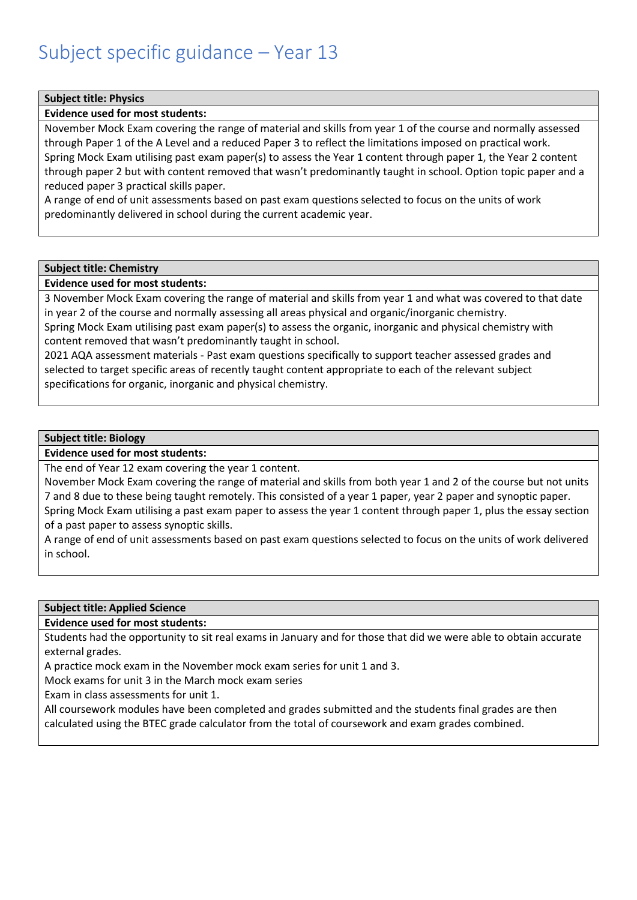# Subject specific guidance – Year 13

| **Subject title: Physics** |
| --- |
| **Evidence used for most students:** |
| November Mock Exam covering the range of material and skills from year 1 of the course and normally assessed through Paper 1 of the A Level and a reduced Paper 3 to reflect the limitations imposed on practical work.<br>Spring Mock Exam utilising past exam paper(s) to assess the Year 1 content through paper 1, the Year 2 content through paper 2 but with content removed that wasn't predominantly taught in school. Option topic paper and a reduced paper 3 practical skills paper.<br>A range of end of unit assessments based on past exam questions selected to focus on the units of work predominantly delivered in school during the current academic year. |

| **Subject title: Chemistry** |
| --- |
| **Evidence used for most students:** |
| 3 November Mock Exam covering the range of material and skills from year 1 and what was covered to that date in year 2 of the course and normally assessing all areas physical and organic/inorganic chemistry.<br>Spring Mock Exam utilising past exam paper(s) to assess the organic, inorganic and physical chemistry with content removed that wasn't predominantly taught in school.<br>2021 AQA assessment materials - Past exam questions specifically to support teacher assessed grades and selected to target specific areas of recently taught content appropriate to each of the relevant subject specifications for organic, inorganic and physical chemistry. |

| **Subject title: Biology** |
| --- |
| **Evidence used for most students:** |
| The end of Year 12 exam covering the year 1 content.<br>November Mock Exam covering the range of material and skills from both year 1 and 2 of the course but not units 7 and 8 due to these being taught remotely. This consisted of a year 1 paper, year 2 paper and synoptic paper.<br>Spring Mock Exam utilising a past exam paper to assess the year 1 content through paper 1, plus the essay section of a past paper to assess synoptic skills.<br>A range of end of unit assessments based on past exam questions selected to focus on the units of work delivered in school. |

| **Subject title: Applied Science** |
| --- |
| **Evidence used for most students:** |
| Students had the opportunity to sit real exams in January and for those that did we were able to obtain accurate external grades.<br>A practice mock exam in the November mock exam series for unit 1 and 3.<br>Mock exams for unit 3 in the March mock exam series<br>Exam in class assessments for unit 1.<br>All coursework modules have been completed and grades submitted and the students final grades are then calculated using the BTEC grade calculator from the total of coursework and exam grades combined. |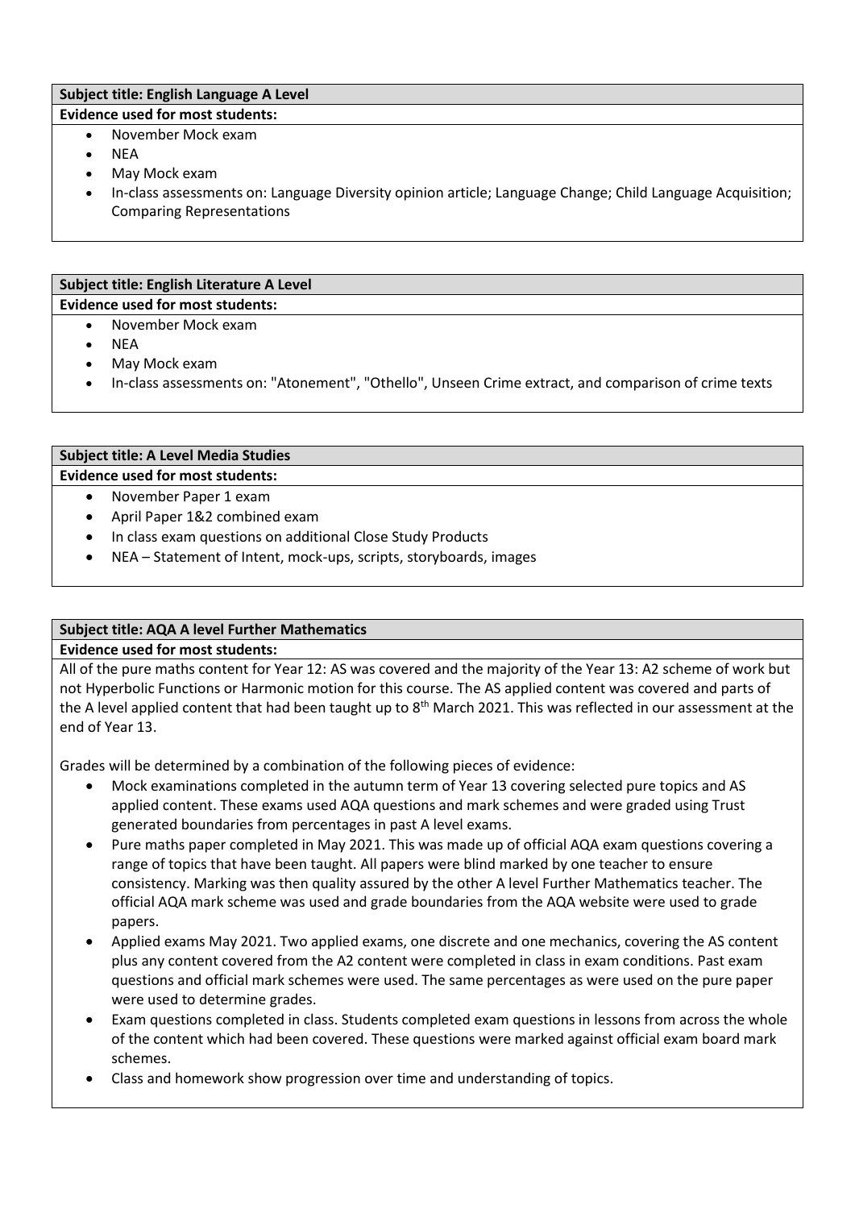**Subject title: English Language A Level**

**Evidence used for most students:**

- November Mock exam
- NEA
- May Mock exam
- In-class assessments on: Language Diversity opinion article; Language Change; Child Language Acquisition; Comparing Representations

**Subject title: English Literature A Level**

**Evidence used for most students:**

- November Mock exam
- NEA
- May Mock exam
- In-class assessments on: "Atonement", "Othello", Unseen Crime extract, and comparison of crime texts

**Subject title: A Level Media Studies**

**Evidence used for most students:**

- November Paper 1 exam
- April Paper 1&2 combined exam
- In class exam questions on additional Close Study Products
- NEA – Statement of Intent, mock-ups, scripts, storyboards, images

**Subject title: AQA A level Further Mathematics**

**Evidence used for most students:**

All of the pure maths content for Year 12: AS was covered and the majority of the Year 13: A2 scheme of work but not Hyperbolic Functions or Harmonic motion for this course. The AS applied content was covered and parts of the A level applied content that had been taught up to 8th March 2021. This was reflected in our assessment at the end of Year 13.

Grades will be determined by a combination of the following pieces of evidence:

- Mock examinations completed in the autumn term of Year 13 covering selected pure topics and AS applied content. These exams used AQA questions and mark schemes and were graded using Trust generated boundaries from percentages in past A level exams.
- Pure maths paper completed in May 2021. This was made up of official AQA exam questions covering a range of topics that have been taught. All papers were blind marked by one teacher to ensure consistency. Marking was then quality assured by the other A level Further Mathematics teacher. The official AQA mark scheme was used and grade boundaries from the AQA website were used to grade papers.
- Applied exams May 2021. Two applied exams, one discrete and one mechanics, covering the AS content plus any content covered from the A2 content were completed in class in exam conditions. Past exam questions and official mark schemes were used. The same percentages as were used on the pure paper were used to determine grades.
- Exam questions completed in class. Students completed exam questions in lessons from across the whole of the content which had been covered. These questions were marked against official exam board mark schemes.
- Class and homework show progression over time and understanding of topics.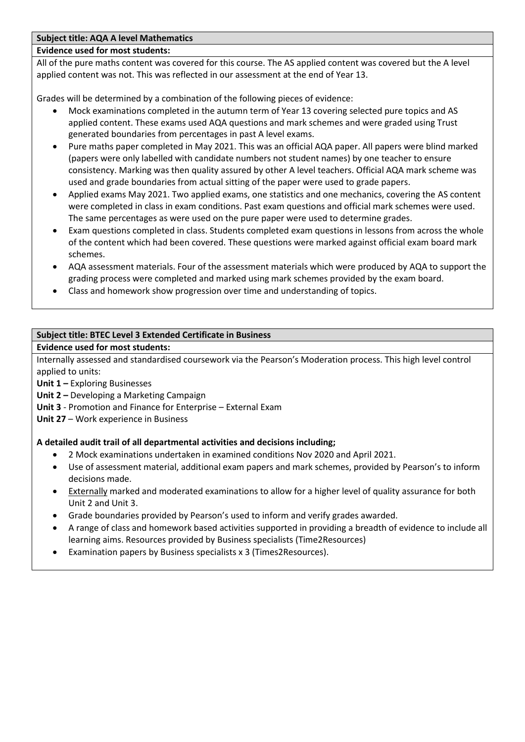**Subject title: AQA A level Mathematics**

**Evidence used for most students:**

All of the pure maths content was covered for this course. The AS applied content was covered but the A level applied content was not. This was reflected in our assessment at the end of Year 13.

Grades will be determined by a combination of the following pieces of evidence:

- Mock examinations completed in the autumn term of Year 13 covering selected pure topics and AS applied content. These exams used AQA questions and mark schemes and were graded using Trust generated boundaries from percentages in past A level exams.
- Pure maths paper completed in May 2021. This was an official AQA paper. All papers were blind marked (papers were only labelled with candidate numbers not student names) by one teacher to ensure consistency. Marking was then quality assured by other A level teachers. Official AQA mark scheme was used and grade boundaries from actual sitting of the paper were used to grade papers.
- Applied exams May 2021. Two applied exams, one statistics and one mechanics, covering the AS content were completed in class in exam conditions. Past exam questions and official mark schemes were used. The same percentages as were used on the pure paper were used to determine grades.
- Exam questions completed in class. Students completed exam questions in lessons from across the whole of the content which had been covered. These questions were marked against official exam board mark schemes.
- AQA assessment materials. Four of the assessment materials which were produced by AQA to support the grading process were completed and marked using mark schemes provided by the exam board.
- Class and homework show progression over time and understanding of topics.

**Subject title: BTEC Level 3 Extended Certificate in Business**

**Evidence used for most students:**

Internally assessed and standardised coursework via the Pearson's Moderation process. This high level control applied to units:

**Unit 1 –** Exploring Businesses
**Unit 2 –** Developing a Marketing Campaign
**Unit 3** - Promotion and Finance for Enterprise – External Exam
**Unit 27** – Work experience in Business

**A detailed audit trail of all departmental activities and decisions including;**

- 2 Mock examinations undertaken in examined conditions Nov 2020 and April 2021.
- Use of assessment material, additional exam papers and mark schemes, provided by Pearson's to inform decisions made.
- Externally marked and moderated examinations to allow for a higher level of quality assurance for both Unit 2 and Unit 3.
- Grade boundaries provided by Pearson's used to inform and verify grades awarded.
- A range of class and homework based activities supported in providing a breadth of evidence to include all learning aims. Resources provided by Business specialists (Time2Resources)
- Examination papers by Business specialists x 3 (Times2Resources).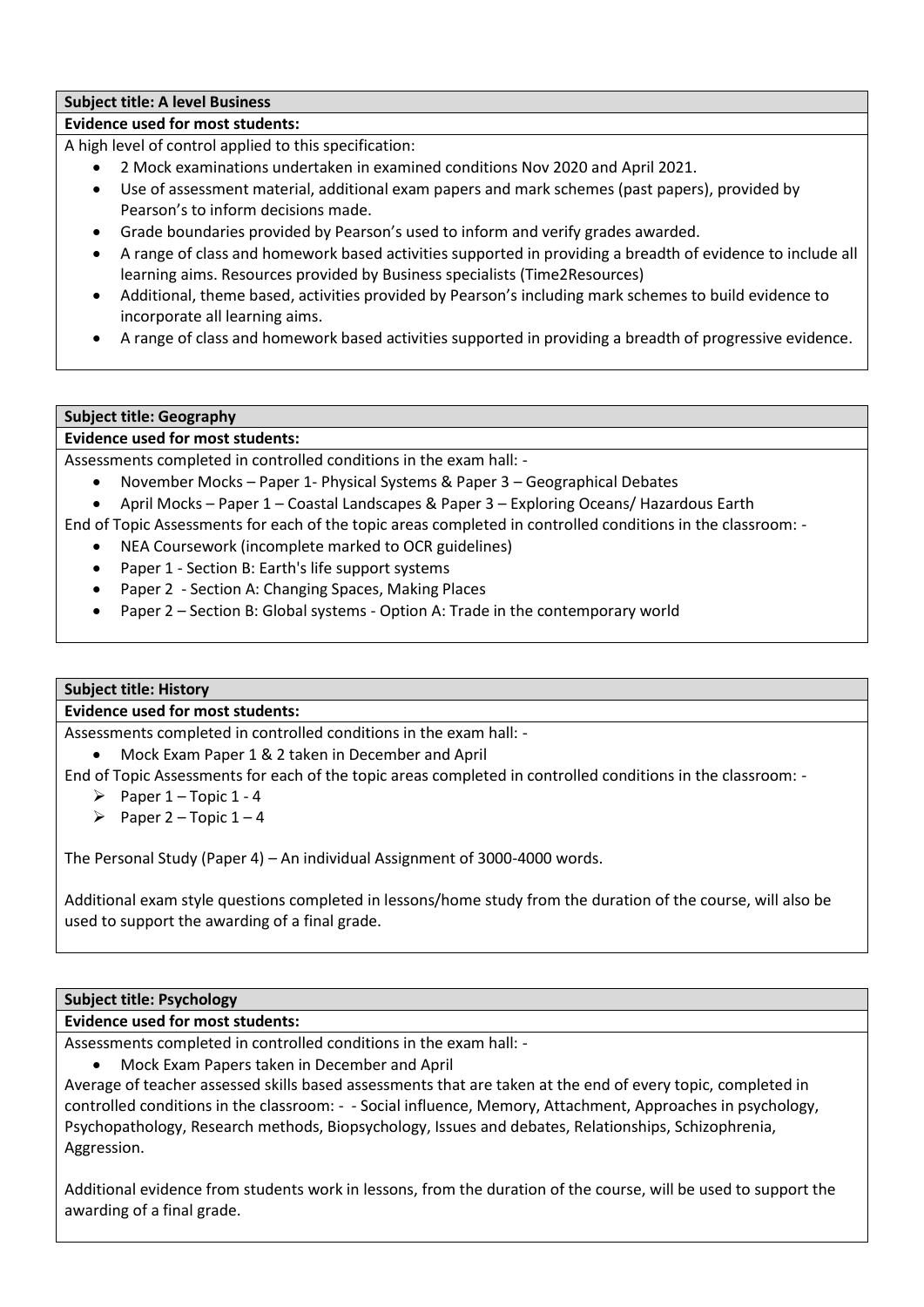**Subject title: A level Business**

**Evidence used for most students:**

A high level of control applied to this specification:

- 2 Mock examinations undertaken in examined conditions Nov 2020 and April 2021.
- Use of assessment material, additional exam papers and mark schemes (past papers), provided by Pearson's to inform decisions made.
- Grade boundaries provided by Pearson's used to inform and verify grades awarded.
- A range of class and homework based activities supported in providing a breadth of evidence to include all learning aims. Resources provided by Business specialists (Time2Resources)
- Additional, theme based, activities provided by Pearson's including mark schemes to build evidence to incorporate all learning aims.
- A range of class and homework based activities supported in providing a breadth of progressive evidence.

**Subject title: Geography**

**Evidence used for most students:**

Assessments completed in controlled conditions in the exam hall: -

- November Mocks – Paper 1- Physical Systems & Paper 3 – Geographical Debates
- April Mocks – Paper 1 – Coastal Landscapes & Paper 3 – Exploring Oceans/ Hazardous Earth

End of Topic Assessments for each of the topic areas completed in controlled conditions in the classroom: -

- NEA Coursework (incomplete marked to OCR guidelines)
- Paper 1 - Section B: Earth's life support systems
- Paper 2 - Section A: Changing Spaces, Making Places
- Paper 2 – Section B: Global systems - Option A: Trade in the contemporary world

**Subject title: History**

**Evidence used for most students:**

Assessments completed in controlled conditions in the exam hall: -

- Mock Exam Paper 1 & 2 taken in December and April

End of Topic Assessments for each of the topic areas completed in controlled conditions in the classroom: -

- Paper 1 – Topic 1 - 4
- Paper 2 – Topic 1 – 4

The Personal Study (Paper 4) – An individual Assignment of 3000-4000 words.

Additional exam style questions completed in lessons/home study from the duration of the course, will also be used to support the awarding of a final grade.

**Subject title: Psychology**

**Evidence used for most students:**

Assessments completed in controlled conditions in the exam hall: -

- Mock Exam Papers taken in December and April

Average of teacher assessed skills based assessments that are taken at the end of every topic, completed in controlled conditions in the classroom: - - Social influence, Memory, Attachment, Approaches in psychology, Psychopathology, Research methods, Biopsychology, Issues and debates, Relationships, Schizophrenia, Aggression.

Additional evidence from students work in lessons, from the duration of the course, will be used to support the awarding of a final grade.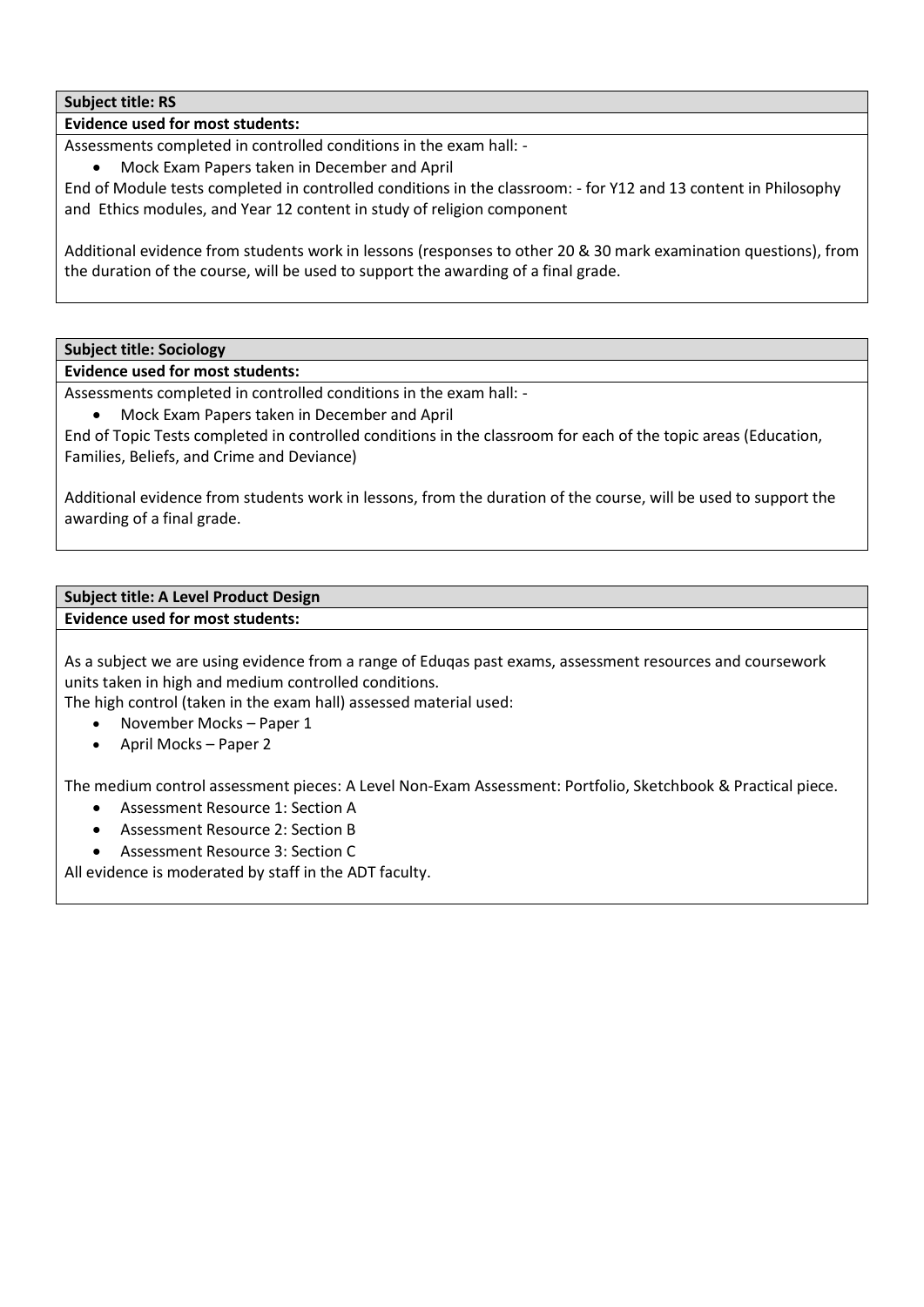**Subject title: RS**

**Evidence used for most students:**

Assessments completed in controlled conditions in the exam hall: -

- Mock Exam Papers taken in December and April

End of Module tests completed in controlled conditions in the classroom: - for Y12 and 13 content in Philosophy and Ethics modules, and Year 12 content in study of religion component

Additional evidence from students work in lessons (responses to other 20 & 30 mark examination questions), from the duration of the course, will be used to support the awarding of a final grade.

**Subject title: Sociology**

**Evidence used for most students:**

Assessments completed in controlled conditions in the exam hall: -

- Mock Exam Papers taken in December and April

End of Topic Tests completed in controlled conditions in the classroom for each of the topic areas (Education, Families, Beliefs, and Crime and Deviance)

Additional evidence from students work in lessons, from the duration of the course, will be used to support the awarding of a final grade.

**Subject title: A Level Product Design**

**Evidence used for most students:**

As a subject we are using evidence from a range of Eduqas past exams, assessment resources and coursework units taken in high and medium controlled conditions.

The high control (taken in the exam hall) assessed material used:

- November Mocks – Paper 1
- April Mocks – Paper 2

The medium control assessment pieces: A Level Non-Exam Assessment: Portfolio, Sketchbook & Practical piece.

- Assessment Resource 1: Section A
- Assessment Resource 2: Section B
- Assessment Resource 3: Section C

All evidence is moderated by staff in the ADT faculty.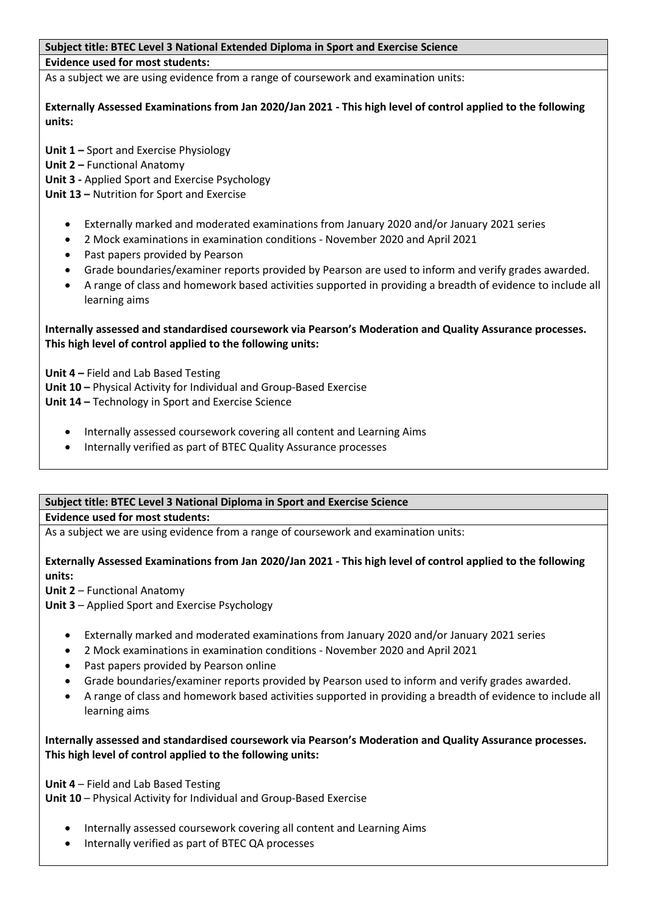**Subject title: BTEC Level 3 National Extended Diploma in Sport and Exercise Science**

**Evidence used for most students:**

As a subject we are using evidence from a range of coursework and examination units:

**Externally Assessed Examinations from Jan 2020/Jan 2021 - This high level of control applied to the following units:**

**Unit 1 –** Sport and Exercise Physiology
**Unit 2 –** Functional Anatomy
**Unit 3 -** Applied Sport and Exercise Psychology
**Unit 13 –** Nutrition for Sport and Exercise

- Externally marked and moderated examinations from January 2020 and/or January 2021 series
- 2 Mock examinations in examination conditions - November 2020 and April 2021
- Past papers provided by Pearson
- Grade boundaries/examiner reports provided by Pearson are used to inform and verify grades awarded.
- A range of class and homework based activities supported in providing a breadth of evidence to include all learning aims

**Internally assessed and standardised coursework via Pearson's Moderation and Quality Assurance processes. This high level of control applied to the following units:**

**Unit 4 –** Field and Lab Based Testing
**Unit 10 –** Physical Activity for Individual and Group-Based Exercise
**Unit 14 –** Technology in Sport and Exercise Science

- Internally assessed coursework covering all content and Learning Aims
- Internally verified as part of BTEC Quality Assurance processes

**Subject title: BTEC Level 3 National Diploma in Sport and Exercise Science**

**Evidence used for most students:**

As a subject we are using evidence from a range of coursework and examination units:

**Externally Assessed Examinations from Jan 2020/Jan 2021 - This high level of control applied to the following units:**

**Unit 2** – Functional Anatomy
**Unit 3** – Applied Sport and Exercise Psychology

- Externally marked and moderated examinations from January 2020 and/or January 2021 series
- 2 Mock examinations in examination conditions - November 2020 and April 2021
- Past papers provided by Pearson online
- Grade boundaries/examiner reports provided by Pearson used to inform and verify grades awarded.
- A range of class and homework based activities supported in providing a breadth of evidence to include all learning aims

**Internally assessed and standardised coursework via Pearson's Moderation and Quality Assurance processes. This high level of control applied to the following units:**

**Unit 4** – Field and Lab Based Testing
**Unit 10** – Physical Activity for Individual and Group-Based Exercise

- Internally assessed coursework covering all content and Learning Aims
- Internally verified as part of BTEC QA processes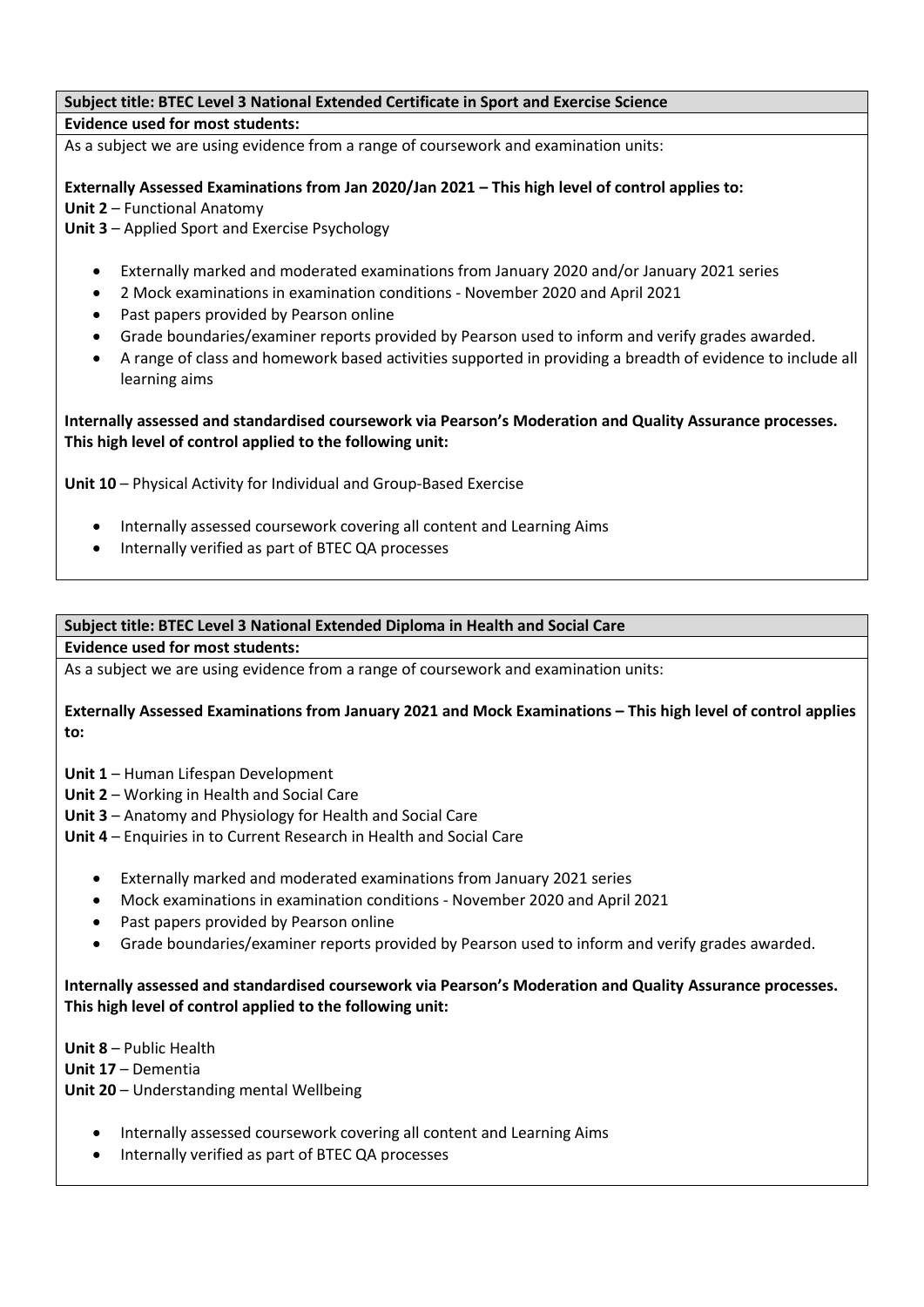**Subject title: BTEC Level 3 National Extended Certificate in Sport and Exercise Science**

**Evidence used for most students:**

As a subject we are using evidence from a range of coursework and examination units:

**Externally Assessed Examinations from Jan 2020/Jan 2021 – This high level of control applies to:**
**Unit 2** – Functional Anatomy
**Unit 3** – Applied Sport and Exercise Psychology

- Externally marked and moderated examinations from January 2020 and/or January 2021 series
- 2 Mock examinations in examination conditions - November 2020 and April 2021
- Past papers provided by Pearson online
- Grade boundaries/examiner reports provided by Pearson used to inform and verify grades awarded.
- A range of class and homework based activities supported in providing a breadth of evidence to include all learning aims

**Internally assessed and standardised coursework via Pearson's Moderation and Quality Assurance processes. This high level of control applied to the following unit:**

**Unit 10** – Physical Activity for Individual and Group-Based Exercise

- Internally assessed coursework covering all content and Learning Aims
- Internally verified as part of BTEC QA processes

**Subject title: BTEC Level 3 National Extended Diploma in Health and Social Care**

**Evidence used for most students:**

As a subject we are using evidence from a range of coursework and examination units:

**Externally Assessed Examinations from January 2021 and Mock Examinations – This high level of control applies to:**

**Unit 1** – Human Lifespan Development
**Unit 2** – Working in Health and Social Care
**Unit 3** – Anatomy and Physiology for Health and Social Care
**Unit 4** – Enquiries in to Current Research in Health and Social Care

- Externally marked and moderated examinations from January 2021 series
- Mock examinations in examination conditions - November 2020 and April 2021
- Past papers provided by Pearson online
- Grade boundaries/examiner reports provided by Pearson used to inform and verify grades awarded.

**Internally assessed and standardised coursework via Pearson's Moderation and Quality Assurance processes. This high level of control applied to the following unit:**

**Unit 8** – Public Health
**Unit 17** – Dementia
**Unit 20** – Understanding mental Wellbeing

- Internally assessed coursework covering all content and Learning Aims
- Internally verified as part of BTEC QA processes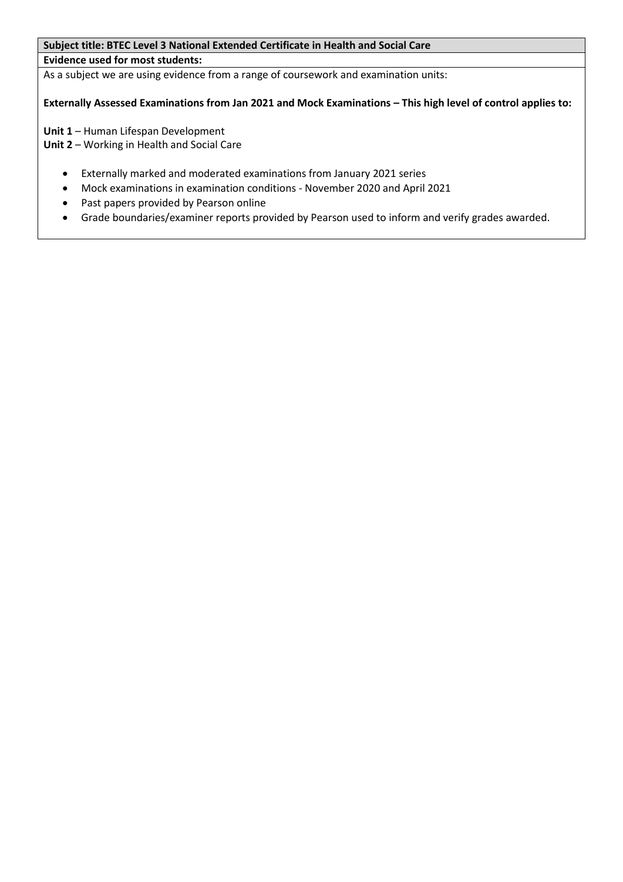**Subject title: BTEC Level 3 National Extended Certificate in Health and Social Care**

**Evidence used for most students:**

As a subject we are using evidence from a range of coursework and examination units:

**Externally Assessed Examinations from Jan 2021 and Mock Examinations – This high level of control applies to:**

**Unit 1** – Human Lifespan Development
**Unit 2** – Working in Health and Social Care

- Externally marked and moderated examinations from January 2021 series
- Mock examinations in examination conditions - November 2020 and April 2021
- Past papers provided by Pearson online
- Grade boundaries/examiner reports provided by Pearson used to inform and verify grades awarded.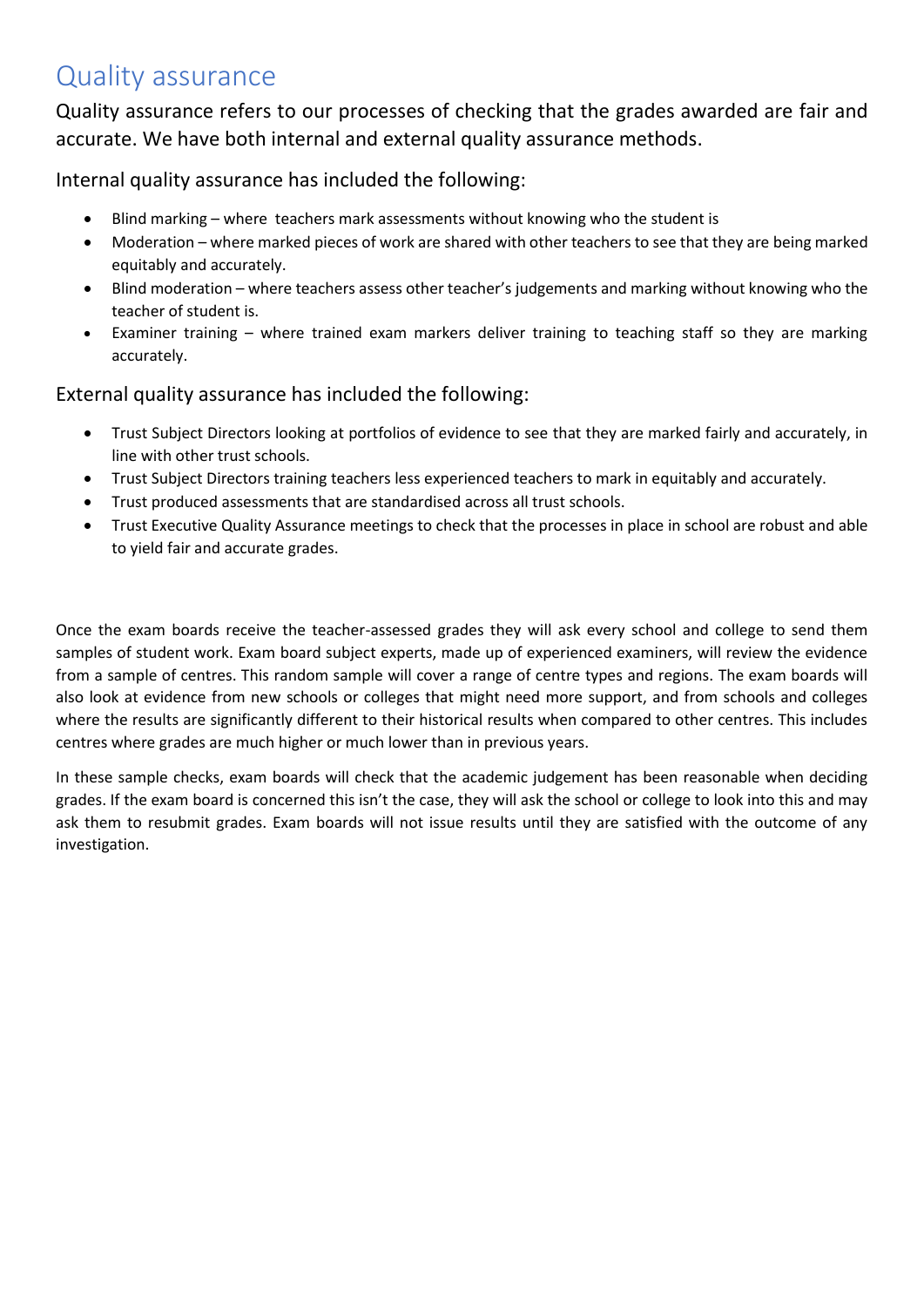# Quality assurance

Quality assurance refers to our processes of checking that the grades awarded are fair and accurate. We have both internal and external quality assurance methods.

Internal quality assurance has included the following:

- Blind marking – where teachers mark assessments without knowing who the student is
- Moderation – where marked pieces of work are shared with other teachers to see that they are being marked equitably and accurately.
- Blind moderation – where teachers assess other teacher's judgements and marking without knowing who the teacher of student is.
- Examiner training – where trained exam markers deliver training to teaching staff so they are marking accurately.

External quality assurance has included the following:

- Trust Subject Directors looking at portfolios of evidence to see that they are marked fairly and accurately, in line with other trust schools.
- Trust Subject Directors training teachers less experienced teachers to mark in equitably and accurately.
- Trust produced assessments that are standardised across all trust schools.
- Trust Executive Quality Assurance meetings to check that the processes in place in school are robust and able to yield fair and accurate grades.

Once the exam boards receive the teacher-assessed grades they will ask every school and college to send them samples of student work. Exam board subject experts, made up of experienced examiners, will review the evidence from a sample of centres. This random sample will cover a range of centre types and regions. The exam boards will also look at evidence from new schools or colleges that might need more support, and from schools and colleges where the results are significantly different to their historical results when compared to other centres. This includes centres where grades are much higher or much lower than in previous years.

In these sample checks, exam boards will check that the academic judgement has been reasonable when deciding grades. If the exam board is concerned this isn't the case, they will ask the school or college to look into this and may ask them to resubmit grades. Exam boards will not issue results until they are satisfied with the outcome of any investigation.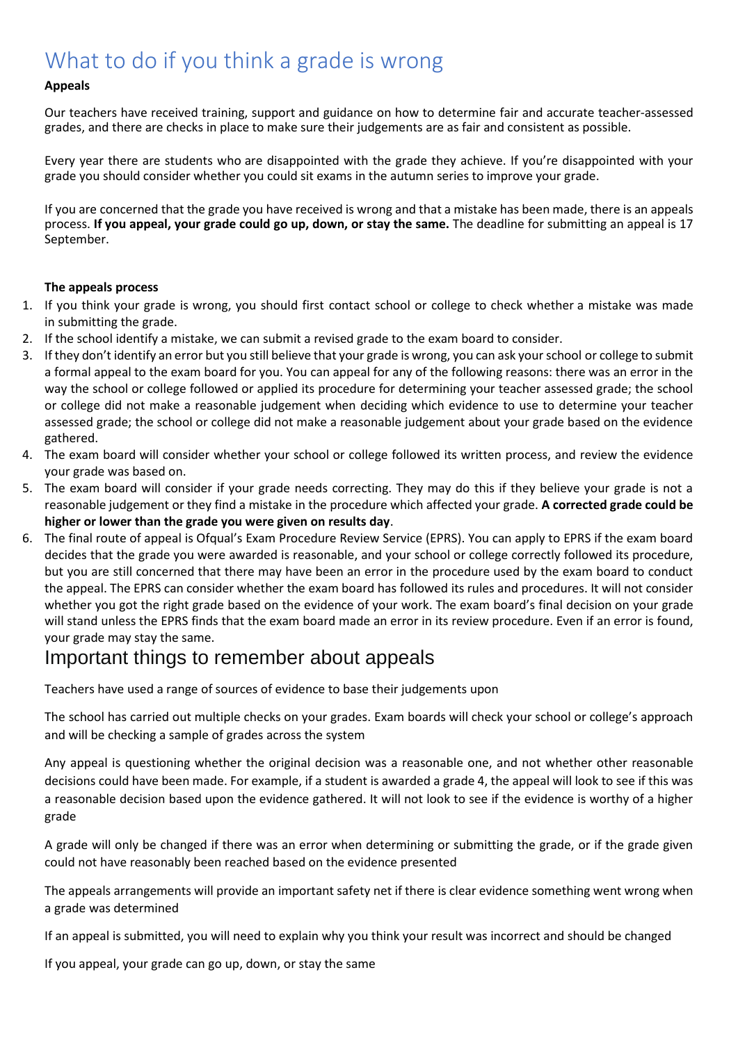# What to do if you think a grade is wrong

**Appeals**

Our teachers have received training, support and guidance on how to determine fair and accurate teacher-assessed grades, and there are checks in place to make sure their judgements are as fair and consistent as possible.

Every year there are students who are disappointed with the grade they achieve. If you're disappointed with your grade you should consider whether you could sit exams in the autumn series to improve your grade.

If you are concerned that the grade you have received is wrong and that a mistake has been made, there is an appeals process. **If you appeal, your grade could go up, down, or stay the same.** The deadline for submitting an appeal is 17 September.

**The appeals process**

1. If you think your grade is wrong, you should first contact school or college to check whether a mistake was made in submitting the grade.
2. If the school identify a mistake, we can submit a revised grade to the exam board to consider.
3. If they don't identify an error but you still believe that your grade is wrong, you can ask your school or college to submit a formal appeal to the exam board for you. You can appeal for any of the following reasons: there was an error in the way the school or college followed or applied its procedure for determining your teacher assessed grade; the school or college did not make a reasonable judgement when deciding which evidence to use to determine your teacher assessed grade; the school or college did not make a reasonable judgement about your grade based on the evidence gathered.
4. The exam board will consider whether your school or college followed its written process, and review the evidence your grade was based on.
5. The exam board will consider if your grade needs correcting. They may do this if they believe your grade is not a reasonable judgement or they find a mistake in the procedure which affected your grade. **A corrected grade could be higher or lower than the grade you were given on results day**.
6. The final route of appeal is Ofqual's Exam Procedure Review Service (EPRS). You can apply to EPRS if the exam board decides that the grade you were awarded is reasonable, and your school or college correctly followed its procedure, but you are still concerned that there may have been an error in the procedure used by the exam board to conduct the appeal. The EPRS can consider whether the exam board has followed its rules and procedures. It will not consider whether you got the right grade based on the evidence of your work. The exam board's final decision on your grade will stand unless the EPRS finds that the exam board made an error in its review procedure. Even if an error is found, your grade may stay the same.

## Important things to remember about appeals

Teachers have used a range of sources of evidence to base their judgements upon

The school has carried out multiple checks on your grades. Exam boards will check your school or college's approach and will be checking a sample of grades across the system

Any appeal is questioning whether the original decision was a reasonable one, and not whether other reasonable decisions could have been made. For example, if a student is awarded a grade 4, the appeal will look to see if this was a reasonable decision based upon the evidence gathered. It will not look to see if the evidence is worthy of a higher grade

A grade will only be changed if there was an error when determining or submitting the grade, or if the grade given could not have reasonably been reached based on the evidence presented

The appeals arrangements will provide an important safety net if there is clear evidence something went wrong when a grade was determined

If an appeal is submitted, you will need to explain why you think your result was incorrect and should be changed

If you appeal, your grade can go up, down, or stay the same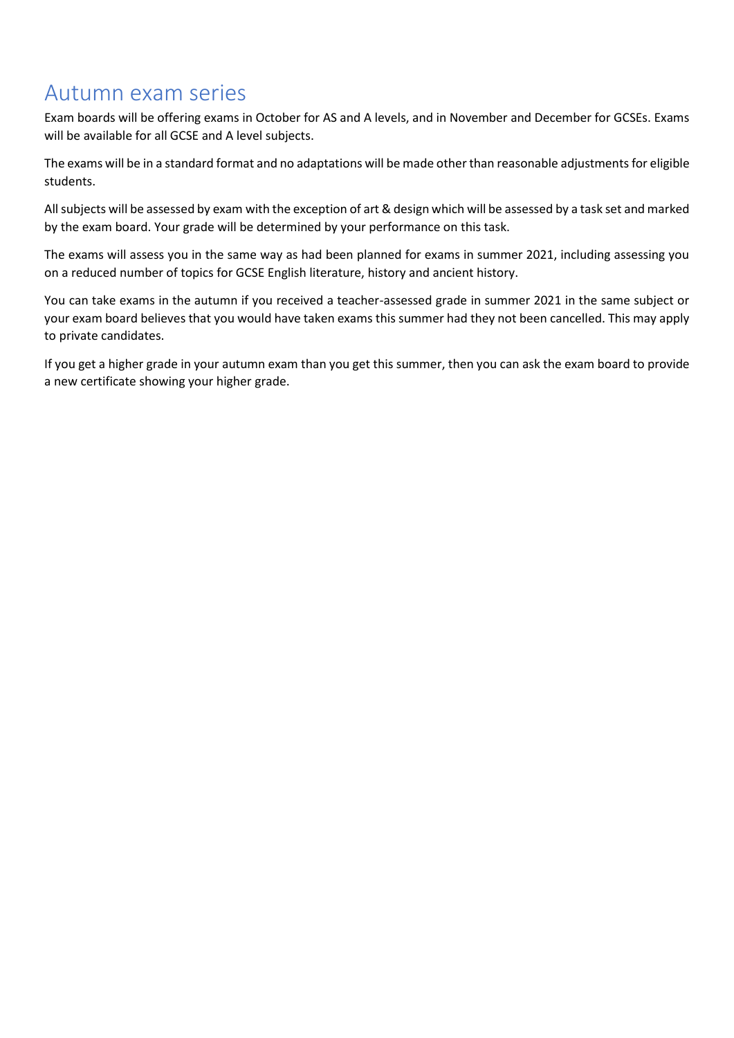# Autumn exam series

Exam boards will be offering exams in October for AS and A levels, and in November and December for GCSEs. Exams will be available for all GCSE and A level subjects.

The exams will be in a standard format and no adaptations will be made other than reasonable adjustments for eligible students.

All subjects will be assessed by exam with the exception of art & design which will be assessed by a task set and marked by the exam board. Your grade will be determined by your performance on this task.

The exams will assess you in the same way as had been planned for exams in summer 2021, including assessing you on a reduced number of topics for GCSE English literature, history and ancient history.

You can take exams in the autumn if you received a teacher-assessed grade in summer 2021 in the same subject or your exam board believes that you would have taken exams this summer had they not been cancelled. This may apply to private candidates.

If you get a higher grade in your autumn exam than you get this summer, then you can ask the exam board to provide a new certificate showing your higher grade.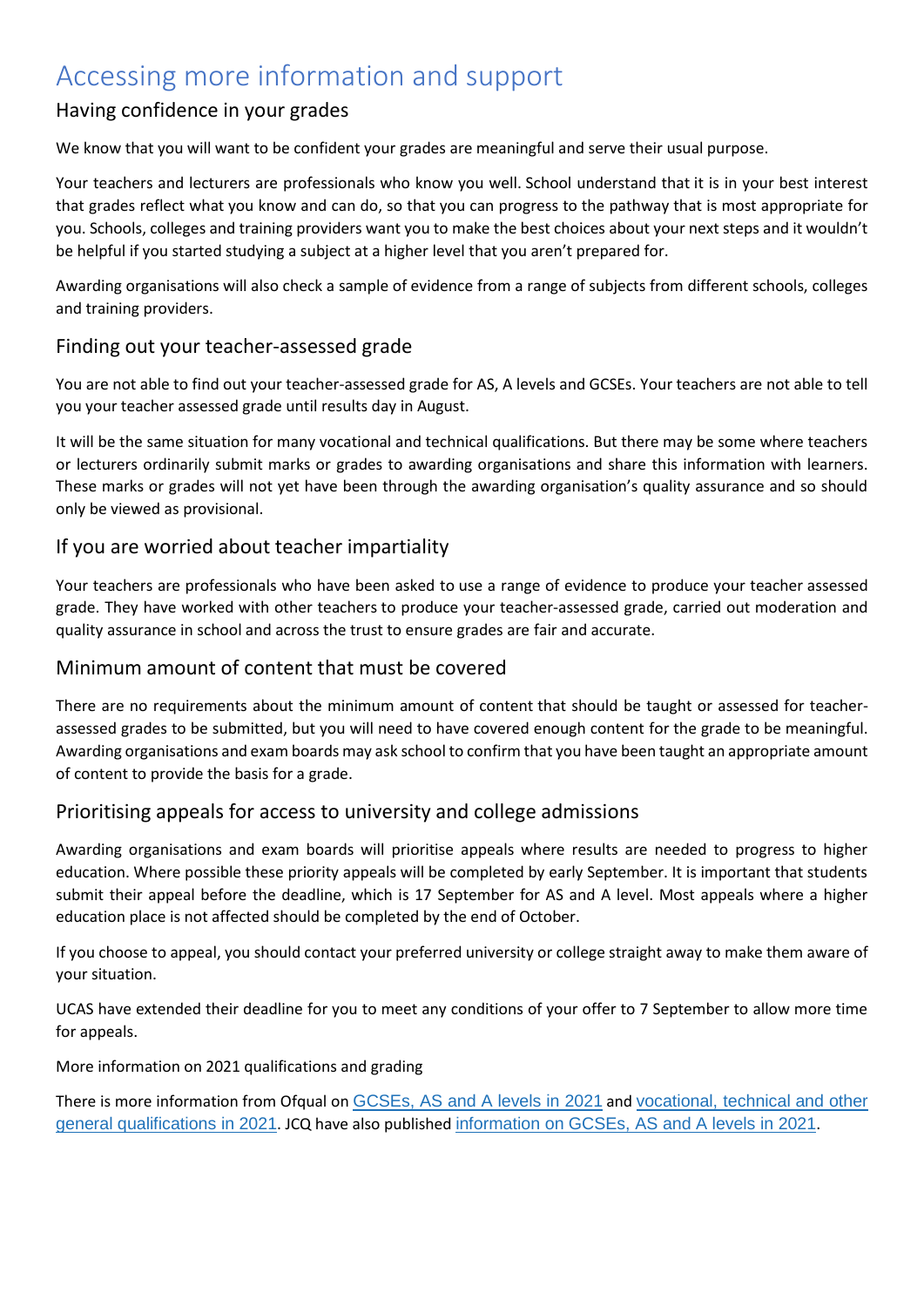# Accessing more information and support

## Having confidence in your grades

We know that you will want to be confident your grades are meaningful and serve their usual purpose.

Your teachers and lecturers are professionals who know you well. School understand that it is in your best interest that grades reflect what you know and can do, so that you can progress to the pathway that is most appropriate for you. Schools, colleges and training providers want you to make the best choices about your next steps and it wouldn't be helpful if you started studying a subject at a higher level that you aren't prepared for.

Awarding organisations will also check a sample of evidence from a range of subjects from different schools, colleges and training providers.

## Finding out your teacher-assessed grade

You are not able to find out your teacher-assessed grade for AS, A levels and GCSEs. Your teachers are not able to tell you your teacher assessed grade until results day in August.

It will be the same situation for many vocational and technical qualifications. But there may be some where teachers or lecturers ordinarily submit marks or grades to awarding organisations and share this information with learners. These marks or grades will not yet have been through the awarding organisation's quality assurance and so should only be viewed as provisional.

## If you are worried about teacher impartiality

Your teachers are professionals who have been asked to use a range of evidence to produce your teacher assessed grade. They have worked with other teachers to produce your teacher-assessed grade, carried out moderation and quality assurance in school and across the trust to ensure grades are fair and accurate.

## Minimum amount of content that must be covered

There are no requirements about the minimum amount of content that should be taught or assessed for teacher-assessed grades to be submitted, but you will need to have covered enough content for the grade to be meaningful. Awarding organisations and exam boards may ask school to confirm that you have been taught an appropriate amount of content to provide the basis for a grade.

## Prioritising appeals for access to university and college admissions

Awarding organisations and exam boards will prioritise appeals where results are needed to progress to higher education. Where possible these priority appeals will be completed by early September. It is important that students submit their appeal before the deadline, which is 17 September for AS and A level. Most appeals where a higher education place is not affected should be completed by the end of October.

If you choose to appeal, you should contact your preferred university or college straight away to make them aware of your situation.

UCAS have extended their deadline for you to meet any conditions of your offer to 7 September to allow more time for appeals.

More information on 2021 qualifications and grading

There is more information from Ofqual on GCSEs, AS and A levels in 2021 and vocational, technical and other general qualifications in 2021. JCQ have also published information on GCSEs, AS and A levels in 2021.